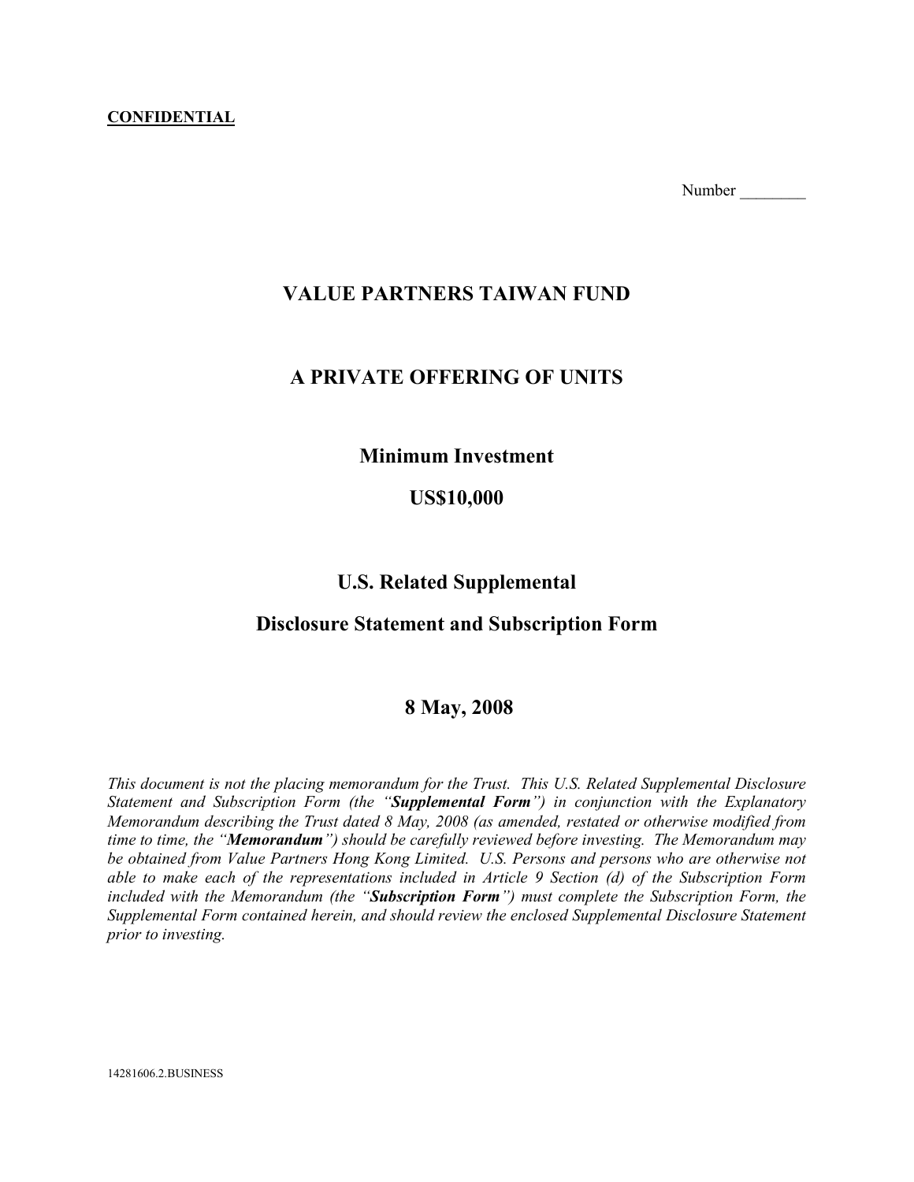**CONFIDENTIAL**

Number ________

# VALUE PARTNERS TAIWAN FUND

## A PRIVATE OFFERING OF UNITS

### Minimum Investment

### US$10,000

### U.S. Related Supplemental

### Disclosure Statement and Subscription Form

### 8 May, 2008

*This document is not the placing memorandum for the Trust. This U.S. Related Supplemental Disclosure Statement and Subscription Form (the "**Supplemental Form**") in conjunction with the Explanatory Memorandum describing the Trust dated 8 May, 2008 (as amended, restated or otherwise modified from time to time, the "**Memorandum**") should be carefully reviewed before investing. The Memorandum may be obtained from Value Partners Hong Kong Limited. U.S. Persons and persons who are otherwise not able to make each of the representations included in Article 9 Section (d) of the Subscription Form included with the Memorandum (the "**Subscription Form**") must complete the Subscription Form, the Supplemental Form contained herein, and should review the enclosed Supplemental Disclosure Statement prior to investing.*

14281606.2.BUSINESS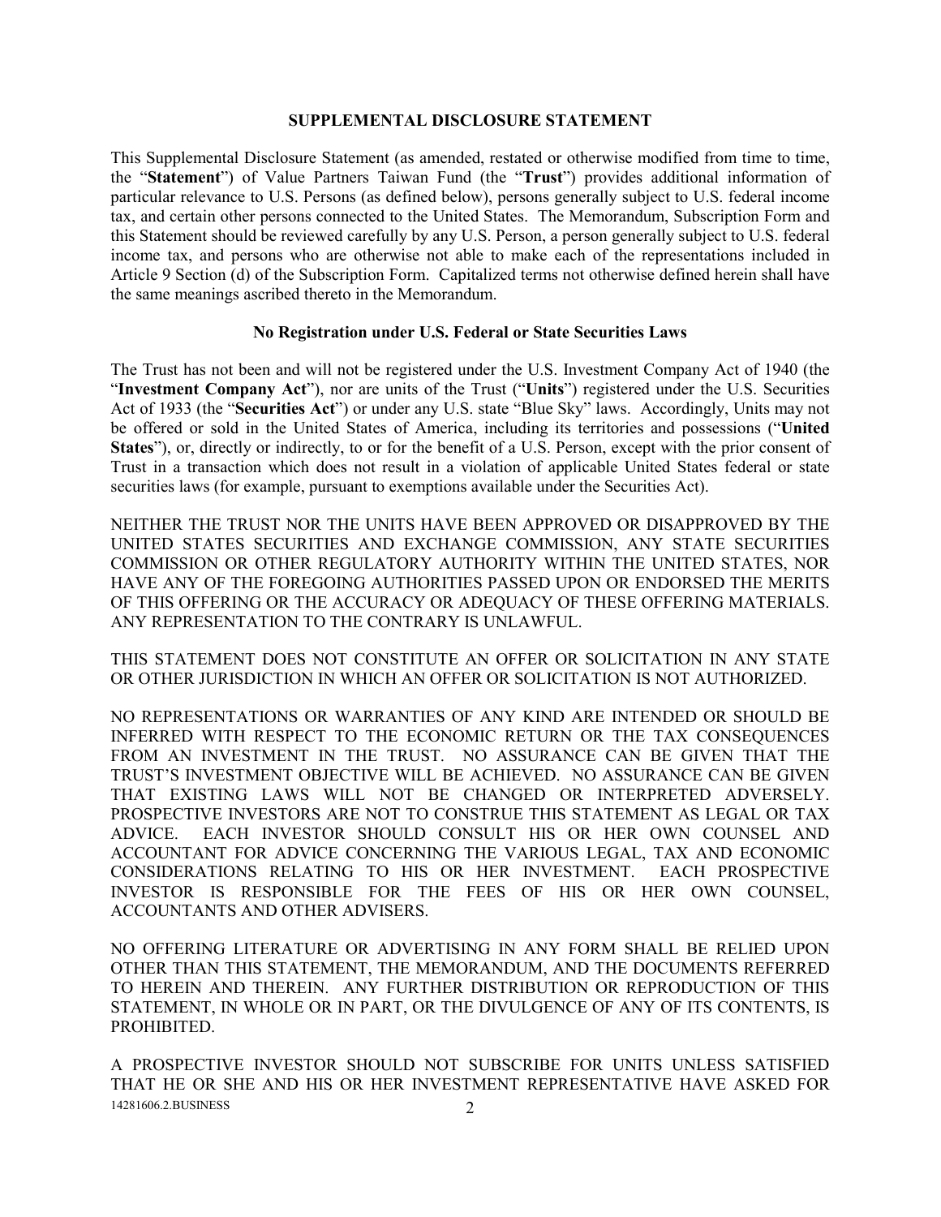## SUPPLEMENTAL DISCLOSURE STATEMENT

This Supplemental Disclosure Statement (as amended, restated or otherwise modified from time to time, the "**Statement**") of Value Partners Taiwan Fund (the "**Trust**") provides additional information of particular relevance to U.S. Persons (as defined below), persons generally subject to U.S. federal income tax, and certain other persons connected to the United States. The Memorandum, Subscription Form and this Statement should be reviewed carefully by any U.S. Person, a person generally subject to U.S. federal income tax, and persons who are otherwise not able to make each of the representations included in Article 9 Section (d) of the Subscription Form. Capitalized terms not otherwise defined herein shall have the same meanings ascribed thereto in the Memorandum.

### No Registration under U.S. Federal or State Securities Laws

The Trust has not been and will not be registered under the U.S. Investment Company Act of 1940 (the "**Investment Company Act**"), nor are units of the Trust ("**Units**") registered under the U.S. Securities Act of 1933 (the "**Securities Act**") or under any U.S. state "Blue Sky" laws. Accordingly, Units may not be offered or sold in the United States of America, including its territories and possessions ("**United States**"), or, directly or indirectly, to or for the benefit of a U.S. Person, except with the prior consent of Trust in a transaction which does not result in a violation of applicable United States federal or state securities laws (for example, pursuant to exemptions available under the Securities Act).

NEITHER THE TRUST NOR THE UNITS HAVE BEEN APPROVED OR DISAPPROVED BY THE UNITED STATES SECURITIES AND EXCHANGE COMMISSION, ANY STATE SECURITIES COMMISSION OR OTHER REGULATORY AUTHORITY WITHIN THE UNITED STATES, NOR HAVE ANY OF THE FOREGOING AUTHORITIES PASSED UPON OR ENDORSED THE MERITS OF THIS OFFERING OR THE ACCURACY OR ADEQUACY OF THESE OFFERING MATERIALS. ANY REPRESENTATION TO THE CONTRARY IS UNLAWFUL.

THIS STATEMENT DOES NOT CONSTITUTE AN OFFER OR SOLICITATION IN ANY STATE OR OTHER JURISDICTION IN WHICH AN OFFER OR SOLICITATION IS NOT AUTHORIZED.

NO REPRESENTATIONS OR WARRANTIES OF ANY KIND ARE INTENDED OR SHOULD BE INFERRED WITH RESPECT TO THE ECONOMIC RETURN OR THE TAX CONSEQUENCES FROM AN INVESTMENT IN THE TRUST. NO ASSURANCE CAN BE GIVEN THAT THE TRUST'S INVESTMENT OBJECTIVE WILL BE ACHIEVED. NO ASSURANCE CAN BE GIVEN THAT EXISTING LAWS WILL NOT BE CHANGED OR INTERPRETED ADVERSELY. PROSPECTIVE INVESTORS ARE NOT TO CONSTRUE THIS STATEMENT AS LEGAL OR TAX ADVICE. EACH INVESTOR SHOULD CONSULT HIS OR HER OWN COUNSEL AND ACCOUNTANT FOR ADVICE CONCERNING THE VARIOUS LEGAL, TAX AND ECONOMIC CONSIDERATIONS RELATING TO HIS OR HER INVESTMENT. EACH PROSPECTIVE INVESTOR IS RESPONSIBLE FOR THE FEES OF HIS OR HER OWN COUNSEL, ACCOUNTANTS AND OTHER ADVISERS.

NO OFFERING LITERATURE OR ADVERTISING IN ANY FORM SHALL BE RELIED UPON OTHER THAN THIS STATEMENT, THE MEMORANDUM, AND THE DOCUMENTS REFERRED TO HEREIN AND THEREIN. ANY FURTHER DISTRIBUTION OR REPRODUCTION OF THIS STATEMENT, IN WHOLE OR IN PART, OR THE DIVULGENCE OF ANY OF ITS CONTENTS, IS PROHIBITED.

A PROSPECTIVE INVESTOR SHOULD NOT SUBSCRIBE FOR UNITS UNLESS SATISFIED THAT HE OR SHE AND HIS OR HER INVESTMENT REPRESENTATIVE HAVE ASKED FOR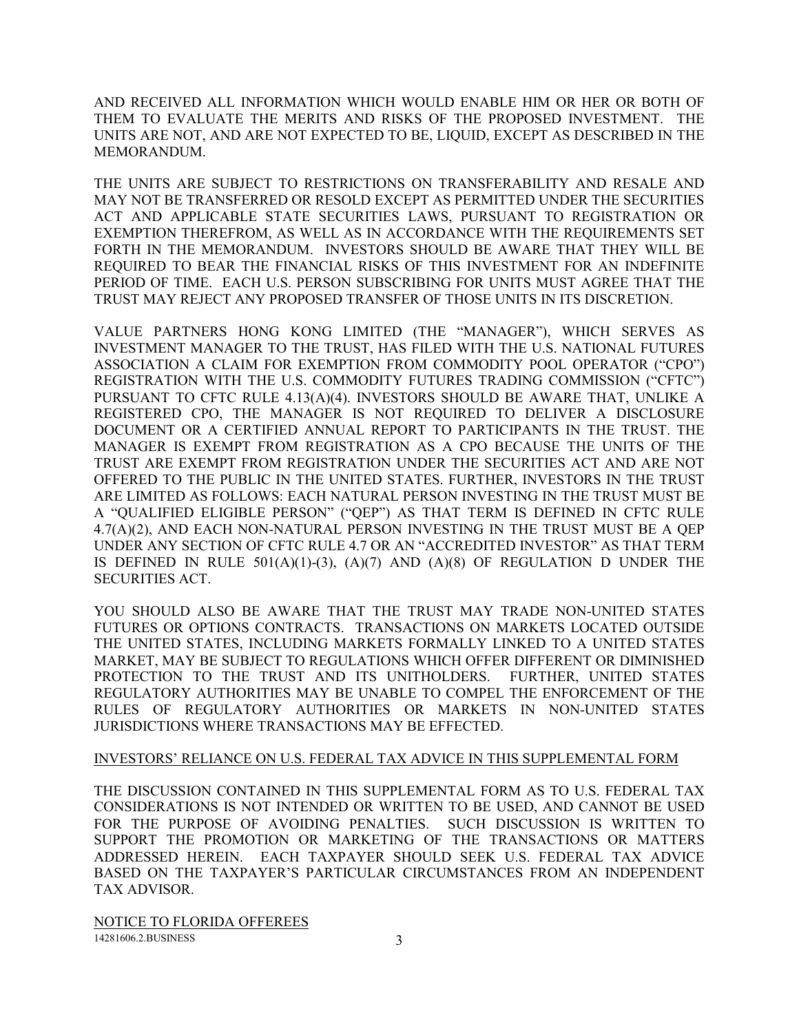AND RECEIVED ALL INFORMATION WHICH WOULD ENABLE HIM OR HER OR BOTH OF THEM TO EVALUATE THE MERITS AND RISKS OF THE PROPOSED INVESTMENT. THE UNITS ARE NOT, AND ARE NOT EXPECTED TO BE, LIQUID, EXCEPT AS DESCRIBED IN THE MEMORANDUM.

THE UNITS ARE SUBJECT TO RESTRICTIONS ON TRANSFERABILITY AND RESALE AND MAY NOT BE TRANSFERRED OR RESOLD EXCEPT AS PERMITTED UNDER THE SECURITIES ACT AND APPLICABLE STATE SECURITIES LAWS, PURSUANT TO REGISTRATION OR EXEMPTION THEREFROM, AS WELL AS IN ACCORDANCE WITH THE REQUIREMENTS SET FORTH IN THE MEMORANDUM. INVESTORS SHOULD BE AWARE THAT THEY WILL BE REQUIRED TO BEAR THE FINANCIAL RISKS OF THIS INVESTMENT FOR AN INDEFINITE PERIOD OF TIME. EACH U.S. PERSON SUBSCRIBING FOR UNITS MUST AGREE THAT THE TRUST MAY REJECT ANY PROPOSED TRANSFER OF THOSE UNITS IN ITS DISCRETION.

VALUE PARTNERS HONG KONG LIMITED (THE "MANAGER"), WHICH SERVES AS INVESTMENT MANAGER TO THE TRUST, HAS FILED WITH THE U.S. NATIONAL FUTURES ASSOCIATION A CLAIM FOR EXEMPTION FROM COMMODITY POOL OPERATOR ("CPO") REGISTRATION WITH THE U.S. COMMODITY FUTURES TRADING COMMISSION ("CFTC") PURSUANT TO CFTC RULE 4.13(A)(4). INVESTORS SHOULD BE AWARE THAT, UNLIKE A REGISTERED CPO, THE MANAGER IS NOT REQUIRED TO DELIVER A DISCLOSURE DOCUMENT OR A CERTIFIED ANNUAL REPORT TO PARTICIPANTS IN THE TRUST. THE MANAGER IS EXEMPT FROM REGISTRATION AS A CPO BECAUSE THE UNITS OF THE TRUST ARE EXEMPT FROM REGISTRATION UNDER THE SECURITIES ACT AND ARE NOT OFFERED TO THE PUBLIC IN THE UNITED STATES. FURTHER, INVESTORS IN THE TRUST ARE LIMITED AS FOLLOWS: EACH NATURAL PERSON INVESTING IN THE TRUST MUST BE A "QUALIFIED ELIGIBLE PERSON" ("QEP") AS THAT TERM IS DEFINED IN CFTC RULE 4.7(A)(2), AND EACH NON-NATURAL PERSON INVESTING IN THE TRUST MUST BE A QEP UNDER ANY SECTION OF CFTC RULE 4.7 OR AN "ACCREDITED INVESTOR" AS THAT TERM IS DEFINED IN RULE 501(A)(1)-(3), (A)(7) AND (A)(8) OF REGULATION D UNDER THE SECURITIES ACT.

YOU SHOULD ALSO BE AWARE THAT THE TRUST MAY TRADE NON-UNITED STATES FUTURES OR OPTIONS CONTRACTS. TRANSACTIONS ON MARKETS LOCATED OUTSIDE THE UNITED STATES, INCLUDING MARKETS FORMALLY LINKED TO A UNITED STATES MARKET, MAY BE SUBJECT TO REGULATIONS WHICH OFFER DIFFERENT OR DIMINISHED PROTECTION TO THE TRUST AND ITS UNITHOLDERS. FURTHER, UNITED STATES REGULATORY AUTHORITIES MAY BE UNABLE TO COMPEL THE ENFORCEMENT OF THE RULES OF REGULATORY AUTHORITIES OR MARKETS IN NON-UNITED STATES JURISDICTIONS WHERE TRANSACTIONS MAY BE EFFECTED.

INVESTORS' RELIANCE ON U.S. FEDERAL TAX ADVICE IN THIS SUPPLEMENTAL FORM

THE DISCUSSION CONTAINED IN THIS SUPPLEMENTAL FORM AS TO U.S. FEDERAL TAX CONSIDERATIONS IS NOT INTENDED OR WRITTEN TO BE USED, AND CANNOT BE USED FOR THE PURPOSE OF AVOIDING PENALTIES. SUCH DISCUSSION IS WRITTEN TO SUPPORT THE PROMOTION OR MARKETING OF THE TRANSACTIONS OR MATTERS ADDRESSED HEREIN. EACH TAXPAYER SHOULD SEEK U.S. FEDERAL TAX ADVICE BASED ON THE TAXPAYER'S PARTICULAR CIRCUMSTANCES FROM AN INDEPENDENT TAX ADVISOR.

NOTICE TO FLORIDA OFFEREES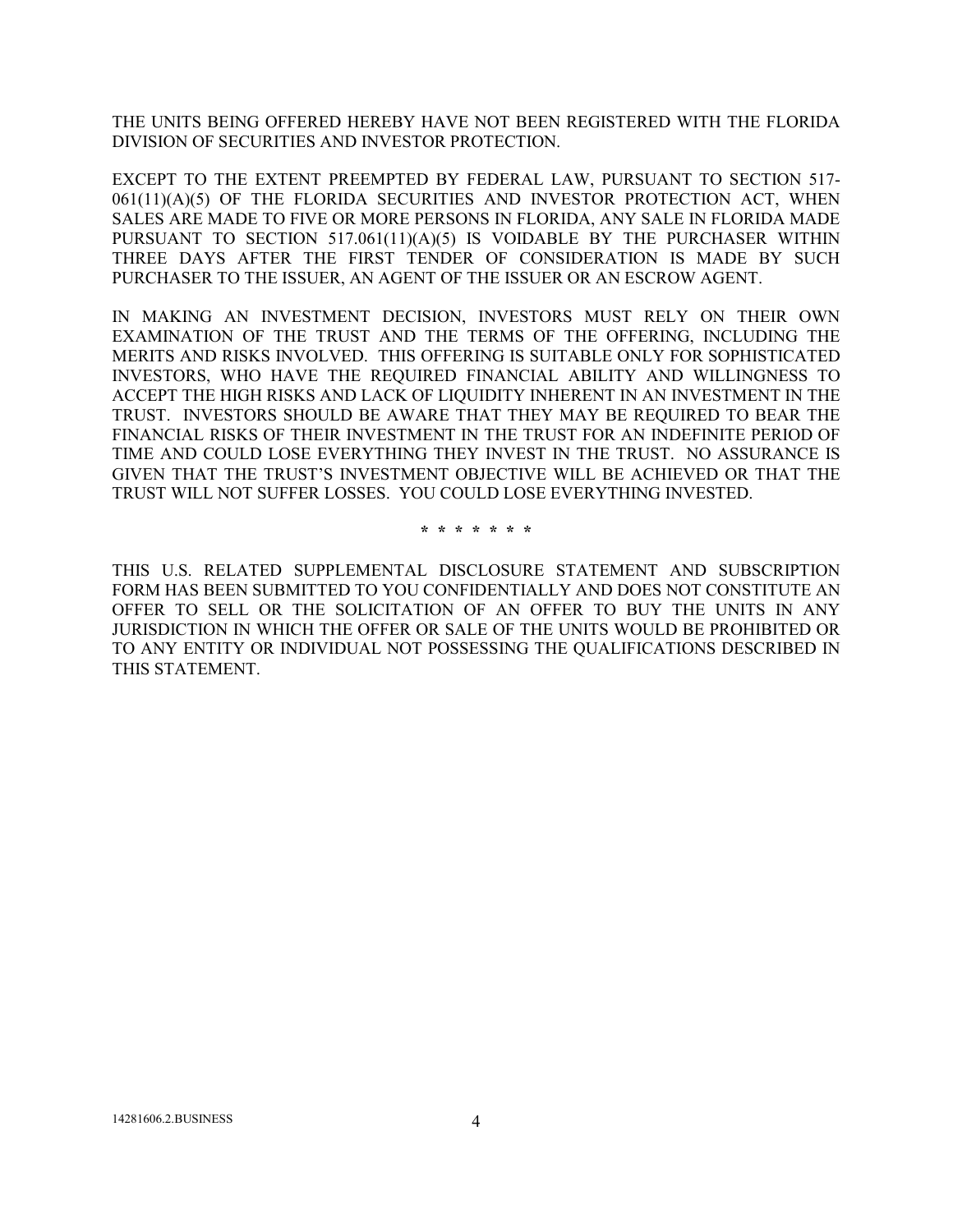THE UNITS BEING OFFERED HEREBY HAVE NOT BEEN REGISTERED WITH THE FLORIDA DIVISION OF SECURITIES AND INVESTOR PROTECTION.

EXCEPT TO THE EXTENT PREEMPTED BY FEDERAL LAW, PURSUANT TO SECTION 517-061(11)(A)(5) OF THE FLORIDA SECURITIES AND INVESTOR PROTECTION ACT, WHEN SALES ARE MADE TO FIVE OR MORE PERSONS IN FLORIDA, ANY SALE IN FLORIDA MADE PURSUANT TO SECTION 517.061(11)(A)(5) IS VOIDABLE BY THE PURCHASER WITHIN THREE DAYS AFTER THE FIRST TENDER OF CONSIDERATION IS MADE BY SUCH PURCHASER TO THE ISSUER, AN AGENT OF THE ISSUER OR AN ESCROW AGENT.

IN MAKING AN INVESTMENT DECISION, INVESTORS MUST RELY ON THEIR OWN EXAMINATION OF THE TRUST AND THE TERMS OF THE OFFERING, INCLUDING THE MERITS AND RISKS INVOLVED. THIS OFFERING IS SUITABLE ONLY FOR SOPHISTICATED INVESTORS, WHO HAVE THE REQUIRED FINANCIAL ABILITY AND WILLINGNESS TO ACCEPT THE HIGH RISKS AND LACK OF LIQUIDITY INHERENT IN AN INVESTMENT IN THE TRUST. INVESTORS SHOULD BE AWARE THAT THEY MAY BE REQUIRED TO BEAR THE FINANCIAL RISKS OF THEIR INVESTMENT IN THE TRUST FOR AN INDEFINITE PERIOD OF TIME AND COULD LOSE EVERYTHING THEY INVEST IN THE TRUST. NO ASSURANCE IS GIVEN THAT THE TRUST'S INVESTMENT OBJECTIVE WILL BE ACHIEVED OR THAT THE TRUST WILL NOT SUFFER LOSSES. YOU COULD LOSE EVERYTHING INVESTED.

\* \* \* \* \* \* \*

THIS U.S. RELATED SUPPLEMENTAL DISCLOSURE STATEMENT AND SUBSCRIPTION FORM HAS BEEN SUBMITTED TO YOU CONFIDENTIALLY AND DOES NOT CONSTITUTE AN OFFER TO SELL OR THE SOLICITATION OF AN OFFER TO BUY THE UNITS IN ANY JURISDICTION IN WHICH THE OFFER OR SALE OF THE UNITS WOULD BE PROHIBITED OR TO ANY ENTITY OR INDIVIDUAL NOT POSSESSING THE QUALIFICATIONS DESCRIBED IN THIS STATEMENT.

14281606.2.BUSINESS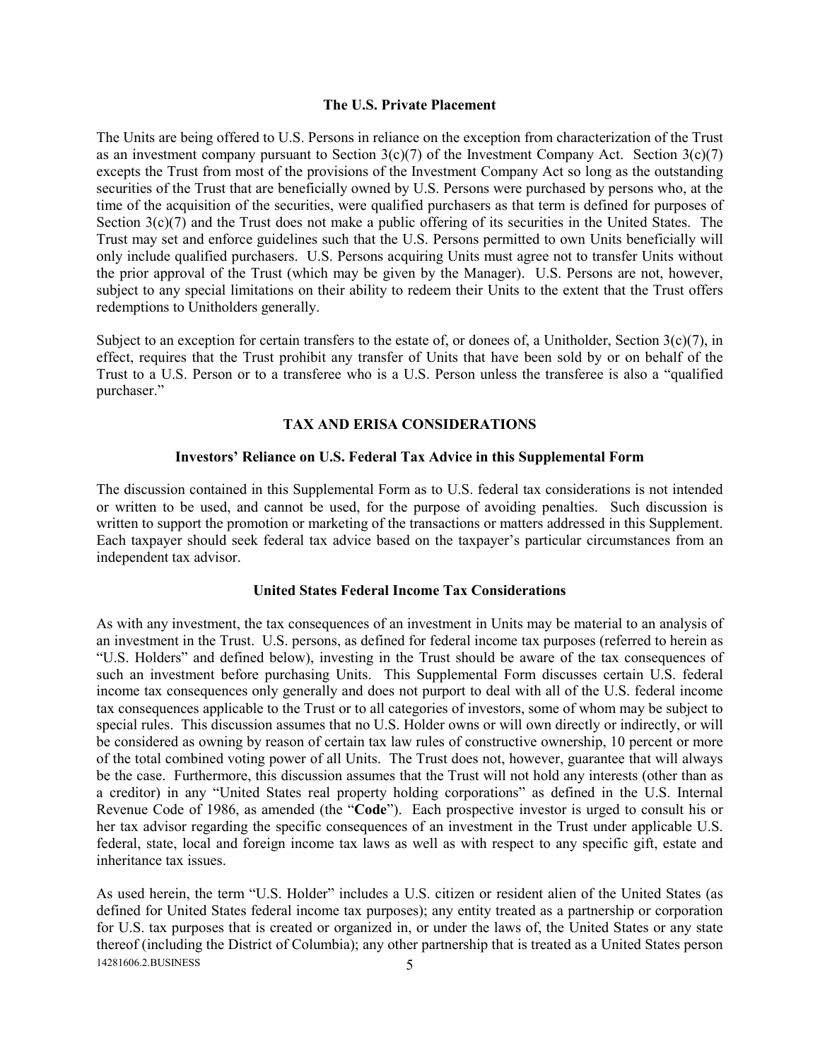### The U.S. Private Placement

The Units are being offered to U.S. Persons in reliance on the exception from characterization of the Trust as an investment company pursuant to Section 3(c)(7) of the Investment Company Act. Section 3(c)(7) excepts the Trust from most of the provisions of the Investment Company Act so long as the outstanding securities of the Trust that are beneficially owned by U.S. Persons were purchased by persons who, at the time of the acquisition of the securities, were qualified purchasers as that term is defined for purposes of Section 3(c)(7) and the Trust does not make a public offering of its securities in the United States. The Trust may set and enforce guidelines such that the U.S. Persons permitted to own Units beneficially will only include qualified purchasers. U.S. Persons acquiring Units must agree not to transfer Units without the prior approval of the Trust (which may be given by the Manager). U.S. Persons are not, however, subject to any special limitations on their ability to redeem their Units to the extent that the Trust offers redemptions to Unitholders generally.

Subject to an exception for certain transfers to the estate of, or donees of, a Unitholder, Section 3(c)(7), in effect, requires that the Trust prohibit any transfer of Units that have been sold by or on behalf of the Trust to a U.S. Person or to a transferee who is a U.S. Person unless the transferee is also a "qualified purchaser."

## TAX AND ERISA CONSIDERATIONS

### Investors' Reliance on U.S. Federal Tax Advice in this Supplemental Form

The discussion contained in this Supplemental Form as to U.S. federal tax considerations is not intended or written to be used, and cannot be used, for the purpose of avoiding penalties. Such discussion is written to support the promotion or marketing of the transactions or matters addressed in this Supplement. Each taxpayer should seek federal tax advice based on the taxpayer's particular circumstances from an independent tax advisor.

### United States Federal Income Tax Considerations

As with any investment, the tax consequences of an investment in Units may be material to an analysis of an investment in the Trust. U.S. persons, as defined for federal income tax purposes (referred to herein as "U.S. Holders" and defined below), investing in the Trust should be aware of the tax consequences of such an investment before purchasing Units. This Supplemental Form discusses certain U.S. federal income tax consequences only generally and does not purport to deal with all of the U.S. federal income tax consequences applicable to the Trust or to all categories of investors, some of whom may be subject to special rules. This discussion assumes that no U.S. Holder owns or will own directly or indirectly, or will be considered as owning by reason of certain tax law rules of constructive ownership, 10 percent or more of the total combined voting power of all Units. The Trust does not, however, guarantee that will always be the case. Furthermore, this discussion assumes that the Trust will not hold any interests (other than as a creditor) in any "United States real property holding corporations" as defined in the U.S. Internal Revenue Code of 1986, as amended (the "**Code**"). Each prospective investor is urged to consult his or her tax advisor regarding the specific consequences of an investment in the Trust under applicable U.S. federal, state, local and foreign income tax laws as well as with respect to any specific gift, estate and inheritance tax issues.

As used herein, the term "U.S. Holder" includes a U.S. citizen or resident alien of the United States (as defined for United States federal income tax purposes); any entity treated as a partnership or corporation for U.S. tax purposes that is created or organized in, or under the laws of, the United States or any state thereof (including the District of Columbia); any other partnership that is treated as a United States person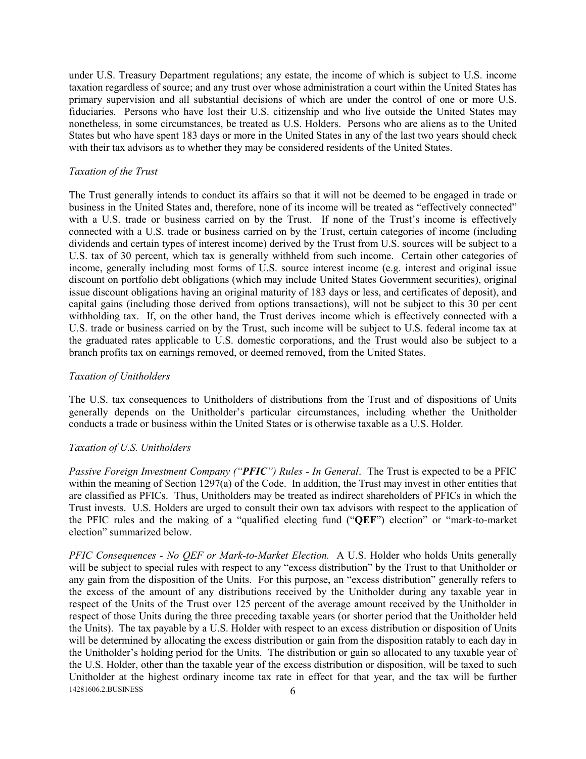under U.S. Treasury Department regulations; any estate, the income of which is subject to U.S. income taxation regardless of source; and any trust over whose administration a court within the United States has primary supervision and all substantial decisions of which are under the control of one or more U.S. fiduciaries. Persons who have lost their U.S. citizenship and who live outside the United States may nonetheless, in some circumstances, be treated as U.S. Holders. Persons who are aliens as to the United States but who have spent 183 days or more in the United States in any of the last two years should check with their tax advisors as to whether they may be considered residents of the United States.

*Taxation of the Trust*

The Trust generally intends to conduct its affairs so that it will not be deemed to be engaged in trade or business in the United States and, therefore, none of its income will be treated as "effectively connected" with a U.S. trade or business carried on by the Trust. If none of the Trust's income is effectively connected with a U.S. trade or business carried on by the Trust, certain categories of income (including dividends and certain types of interest income) derived by the Trust from U.S. sources will be subject to a U.S. tax of 30 percent, which tax is generally withheld from such income. Certain other categories of income, generally including most forms of U.S. source interest income (e.g. interest and original issue discount on portfolio debt obligations (which may include United States Government securities), original issue discount obligations having an original maturity of 183 days or less, and certificates of deposit), and capital gains (including those derived from options transactions), will not be subject to this 30 per cent withholding tax. If, on the other hand, the Trust derives income which is effectively connected with a U.S. trade or business carried on by the Trust, such income will be subject to U.S. federal income tax at the graduated rates applicable to U.S. domestic corporations, and the Trust would also be subject to a branch profits tax on earnings removed, or deemed removed, from the United States.

*Taxation of Unitholders*

The U.S. tax consequences to Unitholders of distributions from the Trust and of dispositions of Units generally depends on the Unitholder's particular circumstances, including whether the Unitholder conducts a trade or business within the United States or is otherwise taxable as a U.S. Holder.

*Taxation of U.S. Unitholders*

*Passive Foreign Investment Company ("**PFIC**") Rules - In General*. The Trust is expected to be a PFIC within the meaning of Section 1297(a) of the Code. In addition, the Trust may invest in other entities that are classified as PFICs. Thus, Unitholders may be treated as indirect shareholders of PFICs in which the Trust invests. U.S. Holders are urged to consult their own tax advisors with respect to the application of the PFIC rules and the making of a "qualified electing fund ("**QEF**") election" or "mark-to-market election" summarized below.

*PFIC Consequences - No QEF or Mark-to-Market Election.* A U.S. Holder who holds Units generally will be subject to special rules with respect to any "excess distribution" by the Trust to that Unitholder or any gain from the disposition of the Units. For this purpose, an "excess distribution" generally refers to the excess of the amount of any distributions received by the Unitholder during any taxable year in respect of the Units of the Trust over 125 percent of the average amount received by the Unitholder in respect of those Units during the three preceding taxable years (or shorter period that the Unitholder held the Units). The tax payable by a U.S. Holder with respect to an excess distribution or disposition of Units will be determined by allocating the excess distribution or gain from the disposition ratably to each day in the Unitholder's holding period for the Units. The distribution or gain so allocated to any taxable year of the U.S. Holder, other than the taxable year of the excess distribution or disposition, will be taxed to such Unitholder at the highest ordinary income tax rate in effect for that year, and the tax will be further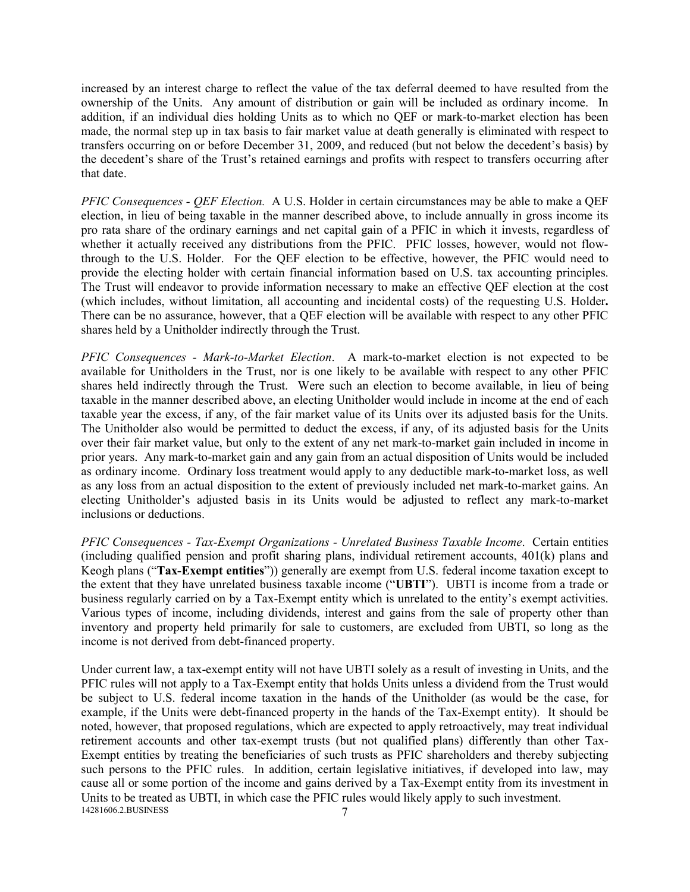increased by an interest charge to reflect the value of the tax deferral deemed to have resulted from the ownership of the Units. Any amount of distribution or gain will be included as ordinary income. In addition, if an individual dies holding Units as to which no QEF or mark-to-market election has been made, the normal step up in tax basis to fair market value at death generally is eliminated with respect to transfers occurring on or before December 31, 2009, and reduced (but not below the decedent's basis) by the decedent's share of the Trust's retained earnings and profits with respect to transfers occurring after that date.

*PFIC Consequences - QEF Election.* A U.S. Holder in certain circumstances may be able to make a QEF election, in lieu of being taxable in the manner described above, to include annually in gross income its pro rata share of the ordinary earnings and net capital gain of a PFIC in which it invests, regardless of whether it actually received any distributions from the PFIC. PFIC losses, however, would not flow-through to the U.S. Holder. For the QEF election to be effective, however, the PFIC would need to provide the electing holder with certain financial information based on U.S. tax accounting principles. The Trust will endeavor to provide information necessary to make an effective QEF election at the cost (which includes, without limitation, all accounting and incidental costs) of the requesting U.S. Holder**.** There can be no assurance, however, that a QEF election will be available with respect to any other PFIC shares held by a Unitholder indirectly through the Trust.

*PFIC Consequences - Mark-to-Market Election*. A mark-to-market election is not expected to be available for Unitholders in the Trust, nor is one likely to be available with respect to any other PFIC shares held indirectly through the Trust. Were such an election to become available, in lieu of being taxable in the manner described above, an electing Unitholder would include in income at the end of each taxable year the excess, if any, of the fair market value of its Units over its adjusted basis for the Units. The Unitholder also would be permitted to deduct the excess, if any, of its adjusted basis for the Units over their fair market value, but only to the extent of any net mark-to-market gain included in income in prior years. Any mark-to-market gain and any gain from an actual disposition of Units would be included as ordinary income. Ordinary loss treatment would apply to any deductible mark-to-market loss, as well as any loss from an actual disposition to the extent of previously included net mark-to-market gains. An electing Unitholder's adjusted basis in its Units would be adjusted to reflect any mark-to-market inclusions or deductions.

*PFIC Consequences - Tax-Exempt Organizations - Unrelated Business Taxable Income*. Certain entities (including qualified pension and profit sharing plans, individual retirement accounts, 401(k) plans and Keogh plans ("**Tax-Exempt entities**")) generally are exempt from U.S. federal income taxation except to the extent that they have unrelated business taxable income ("**UBTI**"). UBTI is income from a trade or business regularly carried on by a Tax-Exempt entity which is unrelated to the entity's exempt activities. Various types of income, including dividends, interest and gains from the sale of property other than inventory and property held primarily for sale to customers, are excluded from UBTI, so long as the income is not derived from debt-financed property.

Under current law, a tax-exempt entity will not have UBTI solely as a result of investing in Units, and the PFIC rules will not apply to a Tax-Exempt entity that holds Units unless a dividend from the Trust would be subject to U.S. federal income taxation in the hands of the Unitholder (as would be the case, for example, if the Units were debt-financed property in the hands of the Tax-Exempt entity). It should be noted, however, that proposed regulations, which are expected to apply retroactively, may treat individual retirement accounts and other tax-exempt trusts (but not qualified plans) differently than other Tax-Exempt entities by treating the beneficiaries of such trusts as PFIC shareholders and thereby subjecting such persons to the PFIC rules. In addition, certain legislative initiatives, if developed into law, may cause all or some portion of the income and gains derived by a Tax-Exempt entity from its investment in Units to be treated as UBTI, in which case the PFIC rules would likely apply to such investment.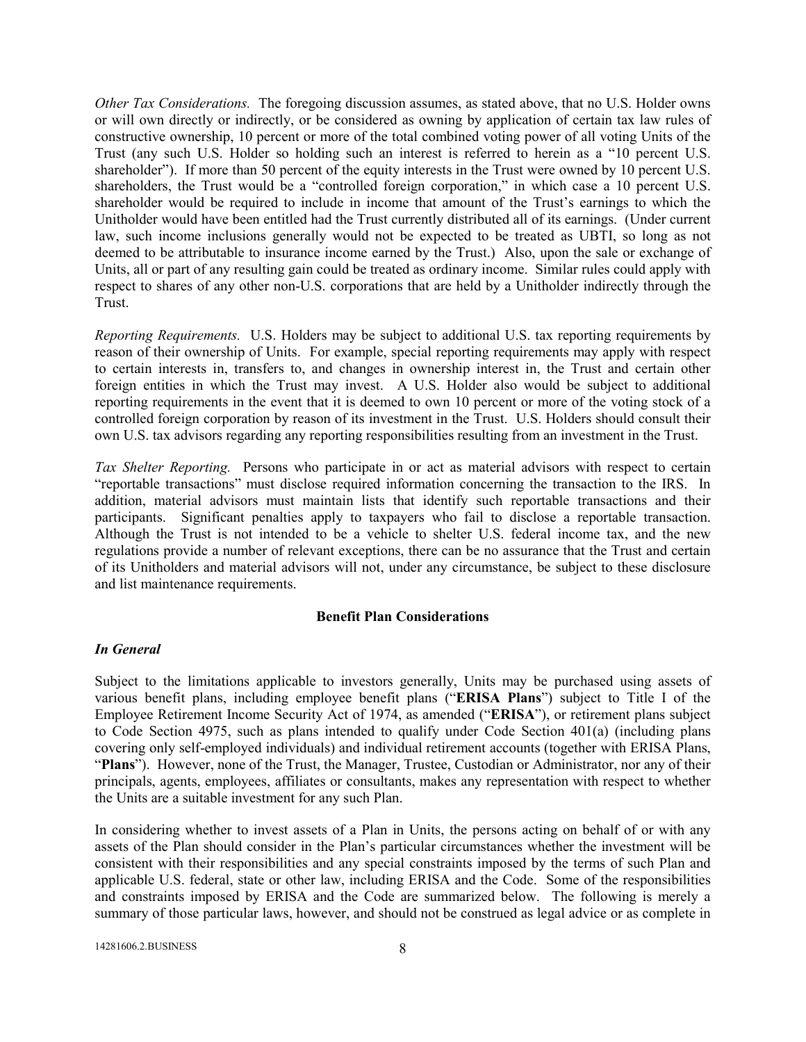*Other Tax Considerations.* The foregoing discussion assumes, as stated above, that no U.S. Holder owns or will own directly or indirectly, or be considered as owning by application of certain tax law rules of constructive ownership, 10 percent or more of the total combined voting power of all voting Units of the Trust (any such U.S. Holder so holding such an interest is referred to herein as a "10 percent U.S. shareholder"). If more than 50 percent of the equity interests in the Trust were owned by 10 percent U.S. shareholders, the Trust would be a "controlled foreign corporation," in which case a 10 percent U.S. shareholder would be required to include in income that amount of the Trust's earnings to which the Unitholder would have been entitled had the Trust currently distributed all of its earnings. (Under current law, such income inclusions generally would not be expected to be treated as UBTI, so long as not deemed to be attributable to insurance income earned by the Trust.) Also, upon the sale or exchange of Units, all or part of any resulting gain could be treated as ordinary income. Similar rules could apply with respect to shares of any other non-U.S. corporations that are held by a Unitholder indirectly through the Trust.

*Reporting Requirements.* U.S. Holders may be subject to additional U.S. tax reporting requirements by reason of their ownership of Units. For example, special reporting requirements may apply with respect to certain interests in, transfers to, and changes in ownership interest in, the Trust and certain other foreign entities in which the Trust may invest. A U.S. Holder also would be subject to additional reporting requirements in the event that it is deemed to own 10 percent or more of the voting stock of a controlled foreign corporation by reason of its investment in the Trust. U.S. Holders should consult their own U.S. tax advisors regarding any reporting responsibilities resulting from an investment in the Trust.

*Tax Shelter Reporting.* Persons who participate in or act as material advisors with respect to certain "reportable transactions" must disclose required information concerning the transaction to the IRS. In addition, material advisors must maintain lists that identify such reportable transactions and their participants. Significant penalties apply to taxpayers who fail to disclose a reportable transaction. Although the Trust is not intended to be a vehicle to shelter U.S. federal income tax, and the new regulations provide a number of relevant exceptions, there can be no assurance that the Trust and certain of its Unitholders and material advisors will not, under any circumstance, be subject to these disclosure and list maintenance requirements.

## Benefit Plan Considerations

### *In General*

Subject to the limitations applicable to investors generally, Units may be purchased using assets of various benefit plans, including employee benefit plans ("**ERISA Plans**") subject to Title I of the Employee Retirement Income Security Act of 1974, as amended ("**ERISA**"), or retirement plans subject to Code Section 4975, such as plans intended to qualify under Code Section 401(a) (including plans covering only self-employed individuals) and individual retirement accounts (together with ERISA Plans, "**Plans**"). However, none of the Trust, the Manager, Trustee, Custodian or Administrator, nor any of their principals, agents, employees, affiliates or consultants, makes any representation with respect to whether the Units are a suitable investment for any such Plan.

In considering whether to invest assets of a Plan in Units, the persons acting on behalf of or with any assets of the Plan should consider in the Plan's particular circumstances whether the investment will be consistent with their responsibilities and any special constraints imposed by the terms of such Plan and applicable U.S. federal, state or other law, including ERISA and the Code. Some of the responsibilities and constraints imposed by ERISA and the Code are summarized below. The following is merely a summary of those particular laws, however, and should not be construed as legal advice or as complete in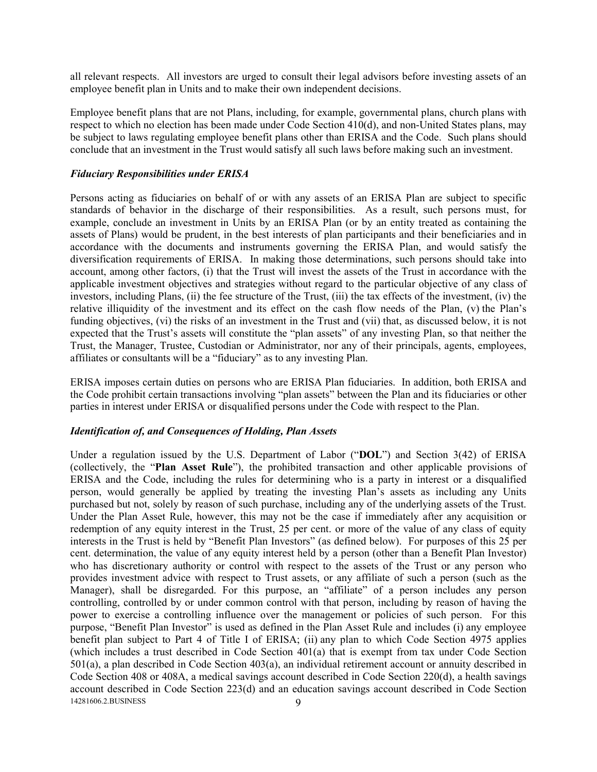all relevant respects. All investors are urged to consult their legal advisors before investing assets of an employee benefit plan in Units and to make their own independent decisions.

Employee benefit plans that are not Plans, including, for example, governmental plans, church plans with respect to which no election has been made under Code Section 410(d), and non-United States plans, may be subject to laws regulating employee benefit plans other than ERISA and the Code. Such plans should conclude that an investment in the Trust would satisfy all such laws before making such an investment.

***Fiduciary Responsibilities under ERISA***

Persons acting as fiduciaries on behalf of or with any assets of an ERISA Plan are subject to specific standards of behavior in the discharge of their responsibilities. As a result, such persons must, for example, conclude an investment in Units by an ERISA Plan (or by an entity treated as containing the assets of Plans) would be prudent, in the best interests of plan participants and their beneficiaries and in accordance with the documents and instruments governing the ERISA Plan, and would satisfy the diversification requirements of ERISA. In making those determinations, such persons should take into account, among other factors, (i) that the Trust will invest the assets of the Trust in accordance with the applicable investment objectives and strategies without regard to the particular objective of any class of investors, including Plans, (ii) the fee structure of the Trust, (iii) the tax effects of the investment, (iv) the relative illiquidity of the investment and its effect on the cash flow needs of the Plan, (v) the Plan's funding objectives, (vi) the risks of an investment in the Trust and (vii) that, as discussed below, it is not expected that the Trust's assets will constitute the "plan assets" of any investing Plan, so that neither the Trust, the Manager, Trustee, Custodian or Administrator, nor any of their principals, agents, employees, affiliates or consultants will be a "fiduciary" as to any investing Plan.

ERISA imposes certain duties on persons who are ERISA Plan fiduciaries. In addition, both ERISA and the Code prohibit certain transactions involving "plan assets" between the Plan and its fiduciaries or other parties in interest under ERISA or disqualified persons under the Code with respect to the Plan.

***Identification of, and Consequences of Holding, Plan Assets***

Under a regulation issued by the U.S. Department of Labor ("**DOL**") and Section 3(42) of ERISA (collectively, the "**Plan Asset Rule**"), the prohibited transaction and other applicable provisions of ERISA and the Code, including the rules for determining who is a party in interest or a disqualified person, would generally be applied by treating the investing Plan's assets as including any Units purchased but not, solely by reason of such purchase, including any of the underlying assets of the Trust. Under the Plan Asset Rule, however, this may not be the case if immediately after any acquisition or redemption of any equity interest in the Trust, 25 per cent. or more of the value of any class of equity interests in the Trust is held by "Benefit Plan Investors" (as defined below). For purposes of this 25 per cent. determination, the value of any equity interest held by a person (other than a Benefit Plan Investor) who has discretionary authority or control with respect to the assets of the Trust or any person who provides investment advice with respect to Trust assets, or any affiliate of such a person (such as the Manager), shall be disregarded. For this purpose, an "affiliate" of a person includes any person controlling, controlled by or under common control with that person, including by reason of having the power to exercise a controlling influence over the management or policies of such person. For this purpose, "Benefit Plan Investor" is used as defined in the Plan Asset Rule and includes (i) any employee benefit plan subject to Part 4 of Title I of ERISA; (ii) any plan to which Code Section 4975 applies (which includes a trust described in Code Section 401(a) that is exempt from tax under Code Section 501(a), a plan described in Code Section 403(a), an individual retirement account or annuity described in Code Section 408 or 408A, a medical savings account described in Code Section 220(d), a health savings account described in Code Section 223(d) and an education savings account described in Code Section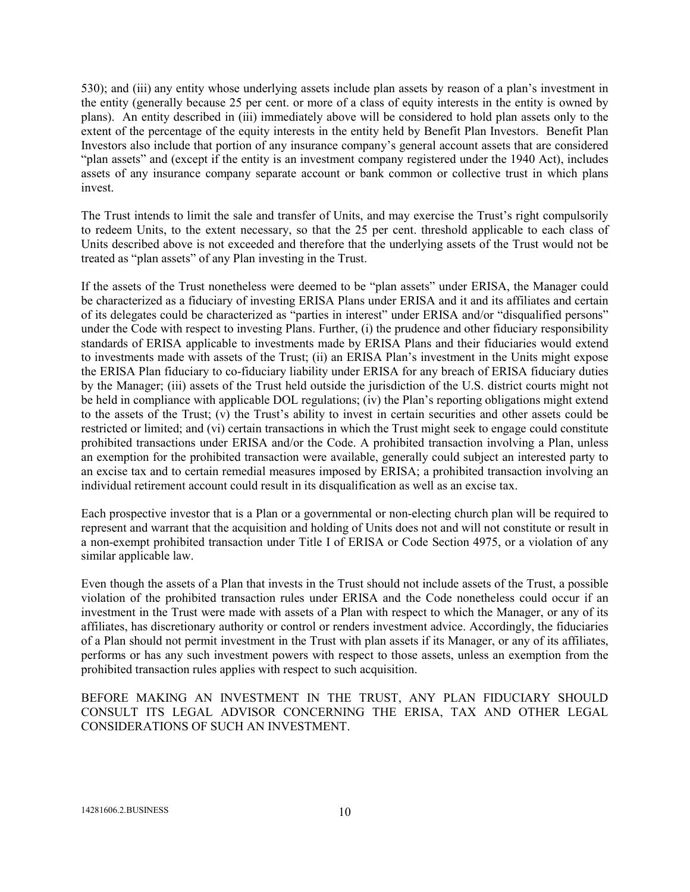530); and (iii) any entity whose underlying assets include plan assets by reason of a plan's investment in the entity (generally because 25 per cent. or more of a class of equity interests in the entity is owned by plans). An entity described in (iii) immediately above will be considered to hold plan assets only to the extent of the percentage of the equity interests in the entity held by Benefit Plan Investors. Benefit Plan Investors also include that portion of any insurance company's general account assets that are considered "plan assets" and (except if the entity is an investment company registered under the 1940 Act), includes assets of any insurance company separate account or bank common or collective trust in which plans invest.

The Trust intends to limit the sale and transfer of Units, and may exercise the Trust's right compulsorily to redeem Units, to the extent necessary, so that the 25 per cent. threshold applicable to each class of Units described above is not exceeded and therefore that the underlying assets of the Trust would not be treated as "plan assets" of any Plan investing in the Trust.

If the assets of the Trust nonetheless were deemed to be "plan assets" under ERISA, the Manager could be characterized as a fiduciary of investing ERISA Plans under ERISA and it and its affiliates and certain of its delegates could be characterized as "parties in interest" under ERISA and/or "disqualified persons" under the Code with respect to investing Plans. Further, (i) the prudence and other fiduciary responsibility standards of ERISA applicable to investments made by ERISA Plans and their fiduciaries would extend to investments made with assets of the Trust; (ii) an ERISA Plan's investment in the Units might expose the ERISA Plan fiduciary to co-fiduciary liability under ERISA for any breach of ERISA fiduciary duties by the Manager; (iii) assets of the Trust held outside the jurisdiction of the U.S. district courts might not be held in compliance with applicable DOL regulations; (iv) the Plan's reporting obligations might extend to the assets of the Trust; (v) the Trust's ability to invest in certain securities and other assets could be restricted or limited; and (vi) certain transactions in which the Trust might seek to engage could constitute prohibited transactions under ERISA and/or the Code. A prohibited transaction involving a Plan, unless an exemption for the prohibited transaction were available, generally could subject an interested party to an excise tax and to certain remedial measures imposed by ERISA; a prohibited transaction involving an individual retirement account could result in its disqualification as well as an excise tax.

Each prospective investor that is a Plan or a governmental or non-electing church plan will be required to represent and warrant that the acquisition and holding of Units does not and will not constitute or result in a non-exempt prohibited transaction under Title I of ERISA or Code Section 4975, or a violation of any similar applicable law.

Even though the assets of a Plan that invests in the Trust should not include assets of the Trust, a possible violation of the prohibited transaction rules under ERISA and the Code nonetheless could occur if an investment in the Trust were made with assets of a Plan with respect to which the Manager, or any of its affiliates, has discretionary authority or control or renders investment advice. Accordingly, the fiduciaries of a Plan should not permit investment in the Trust with plan assets if its Manager, or any of its affiliates, performs or has any such investment powers with respect to those assets, unless an exemption from the prohibited transaction rules applies with respect to such acquisition.

BEFORE MAKING AN INVESTMENT IN THE TRUST, ANY PLAN FIDUCIARY SHOULD CONSULT ITS LEGAL ADVISOR CONCERNING THE ERISA, TAX AND OTHER LEGAL CONSIDERATIONS OF SUCH AN INVESTMENT.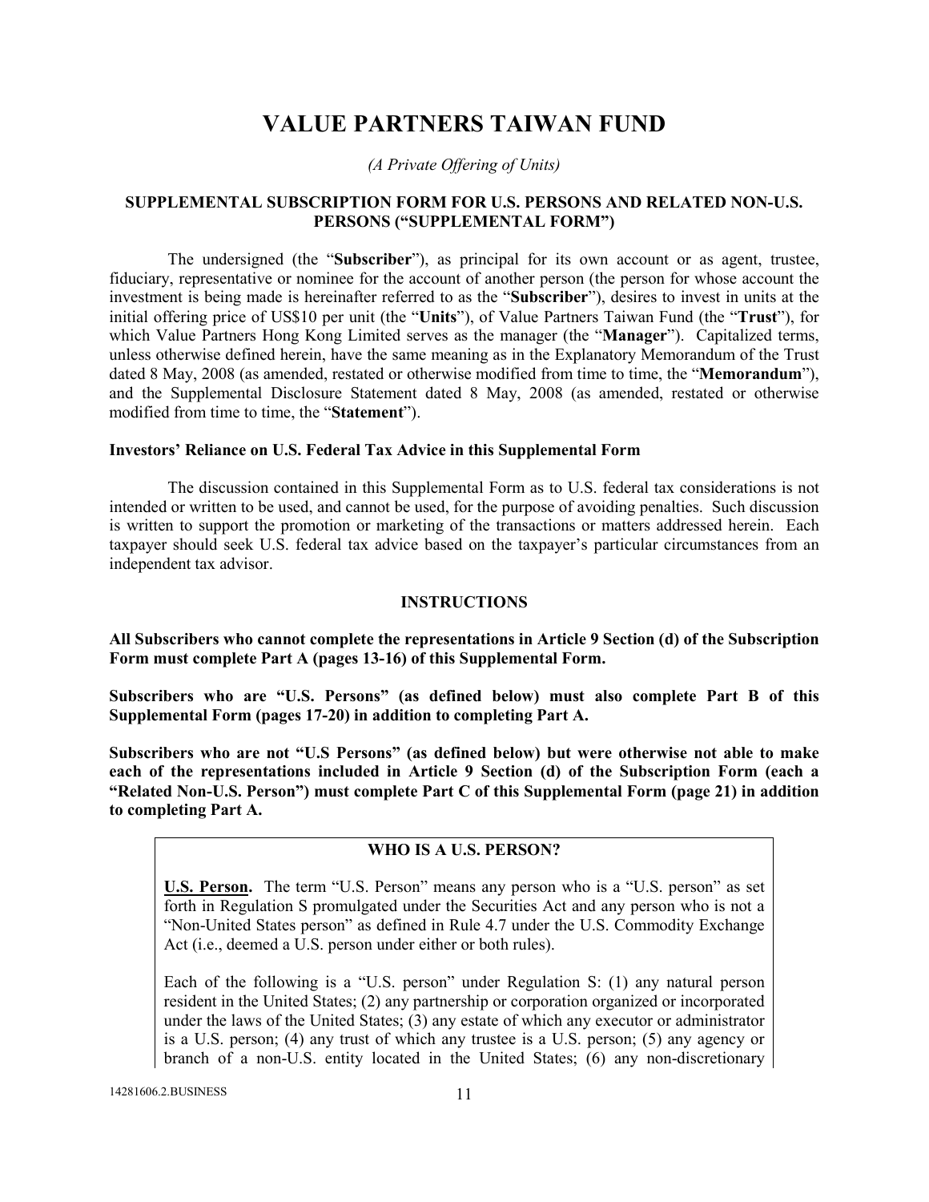# VALUE PARTNERS TAIWAN FUND

*(A Private Offering of Units)*

### SUPPLEMENTAL SUBSCRIPTION FORM FOR U.S. PERSONS AND RELATED NON-U.S. PERSONS ("SUPPLEMENTAL FORM")

The undersigned (the "**Subscriber**"), as principal for its own account or as agent, trustee, fiduciary, representative or nominee for the account of another person (the person for whose account the investment is being made is hereinafter referred to as the "**Subscriber**"), desires to invest in units at the initial offering price of US$10 per unit (the "**Units**"), of Value Partners Taiwan Fund (the "**Trust**"), for which Value Partners Hong Kong Limited serves as the manager (the "**Manager**"). Capitalized terms, unless otherwise defined herein, have the same meaning as in the Explanatory Memorandum of the Trust dated 8 May, 2008 (as amended, restated or otherwise modified from time to time, the "**Memorandum**"), and the Supplemental Disclosure Statement dated 8 May, 2008 (as amended, restated or otherwise modified from time to time, the "**Statement**").

**Investors' Reliance on U.S. Federal Tax Advice in this Supplemental Form**

The discussion contained in this Supplemental Form as to U.S. federal tax considerations is not intended or written to be used, and cannot be used, for the purpose of avoiding penalties. Such discussion is written to support the promotion or marketing of the transactions or matters addressed herein. Each taxpayer should seek U.S. federal tax advice based on the taxpayer's particular circumstances from an independent tax advisor.

### INSTRUCTIONS

**All Subscribers who cannot complete the representations in Article 9 Section (d) of the Subscription Form must complete Part A (pages 13-16) of this Supplemental Form.**

**Subscribers who are "U.S. Persons" (as defined below) must also complete Part B of this Supplemental Form (pages 17-20) in addition to completing Part A.**

**Subscribers who are not "U.S Persons" (as defined below) but were otherwise not able to make each of the representations included in Article 9 Section (d) of the Subscription Form (each a "Related Non-U.S. Person") must complete Part C of this Supplemental Form (page 21) in addition to completing Part A.**

**WHO IS A U.S. PERSON?**

**U.S. Person.** The term "U.S. Person" means any person who is a "U.S. person" as set forth in Regulation S promulgated under the Securities Act and any person who is not a "Non-United States person" as defined in Rule 4.7 under the U.S. Commodity Exchange Act (i.e., deemed a U.S. person under either or both rules).

Each of the following is a "U.S. person" under Regulation S: (1) any natural person resident in the United States; (2) any partnership or corporation organized or incorporated under the laws of the United States; (3) any estate of which any executor or administrator is a U.S. person; (4) any trust of which any trustee is a U.S. person; (5) any agency or branch of a non-U.S. entity located in the United States; (6) any non-discretionary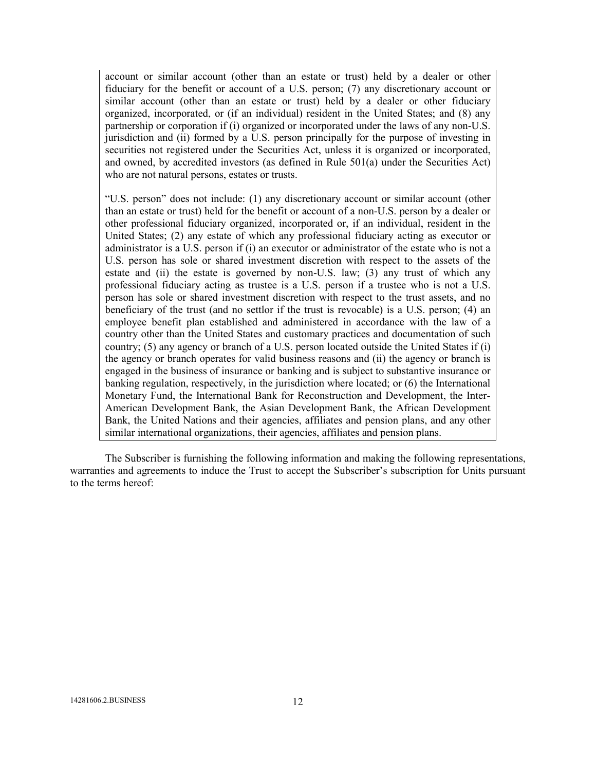account or similar account (other than an estate or trust) held by a dealer or other fiduciary for the benefit or account of a U.S. person; (7) any discretionary account or similar account (other than an estate or trust) held by a dealer or other fiduciary organized, incorporated, or (if an individual) resident in the United States; and (8) any partnership or corporation if (i) organized or incorporated under the laws of any non-U.S. jurisdiction and (ii) formed by a U.S. person principally for the purpose of investing in securities not registered under the Securities Act, unless it is organized or incorporated, and owned, by accredited investors (as defined in Rule 501(a) under the Securities Act) who are not natural persons, estates or trusts.

"U.S. person" does not include: (1) any discretionary account or similar account (other than an estate or trust) held for the benefit or account of a non-U.S. person by a dealer or other professional fiduciary organized, incorporated or, if an individual, resident in the United States; (2) any estate of which any professional fiduciary acting as executor or administrator is a U.S. person if (i) an executor or administrator of the estate who is not a U.S. person has sole or shared investment discretion with respect to the assets of the estate and (ii) the estate is governed by non-U.S. law; (3) any trust of which any professional fiduciary acting as trustee is a U.S. person if a trustee who is not a U.S. person has sole or shared investment discretion with respect to the trust assets, and no beneficiary of the trust (and no settlor if the trust is revocable) is a U.S. person; (4) an employee benefit plan established and administered in accordance with the law of a country other than the United States and customary practices and documentation of such country; (5) any agency or branch of a U.S. person located outside the United States if (i) the agency or branch operates for valid business reasons and (ii) the agency or branch is engaged in the business of insurance or banking and is subject to substantive insurance or banking regulation, respectively, in the jurisdiction where located; or (6) the International Monetary Fund, the International Bank for Reconstruction and Development, the Inter-American Development Bank, the Asian Development Bank, the African Development Bank, the United Nations and their agencies, affiliates and pension plans, and any other similar international organizations, their agencies, affiliates and pension plans.

The Subscriber is furnishing the following information and making the following representations, warranties and agreements to induce the Trust to accept the Subscriber's subscription for Units pursuant to the terms hereof: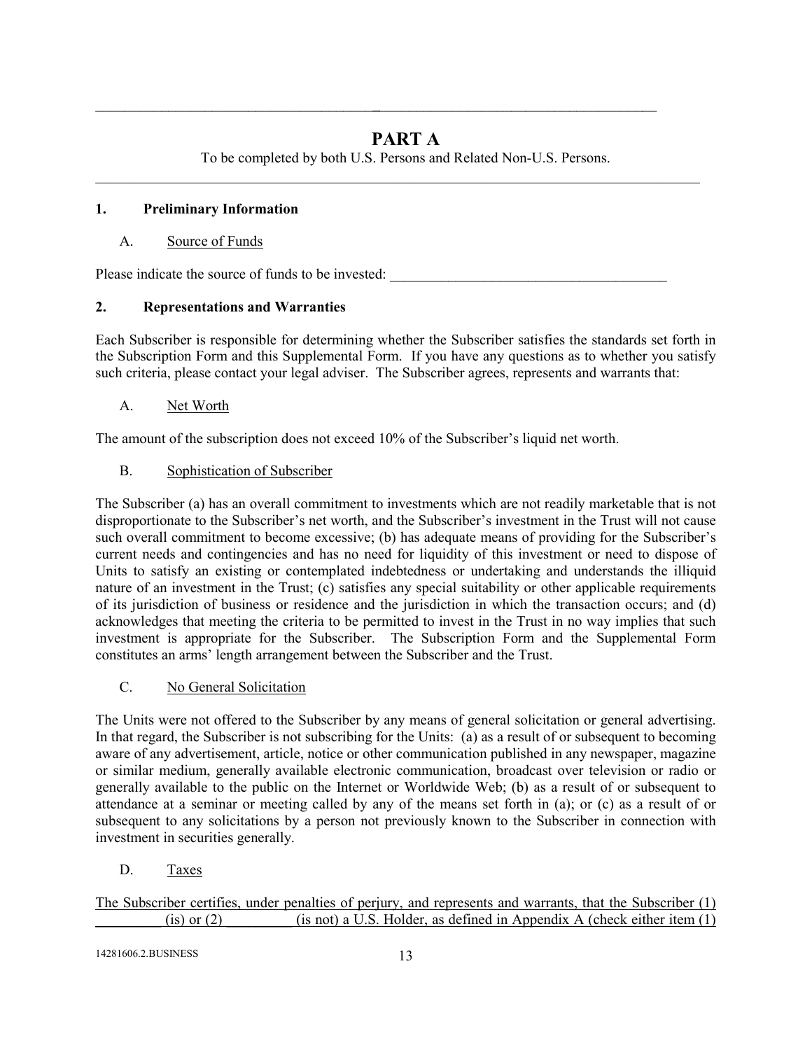# PART A

To be completed by both U.S. Persons and Related Non-U.S. Persons.

## 1. Preliminary Information

### A. Source of Funds

Please indicate the source of funds to be invested: ______________________________________

## 2. Representations and Warranties

Each Subscriber is responsible for determining whether the Subscriber satisfies the standards set forth in the Subscription Form and this Supplemental Form. If you have any questions as to whether you satisfy such criteria, please contact your legal adviser. The Subscriber agrees, represents and warrants that:

### A. Net Worth

The amount of the subscription does not exceed 10% of the Subscriber's liquid net worth.

### B. Sophistication of Subscriber

The Subscriber (a) has an overall commitment to investments which are not readily marketable that is not disproportionate to the Subscriber's net worth, and the Subscriber's investment in the Trust will not cause such overall commitment to become excessive; (b) has adequate means of providing for the Subscriber's current needs and contingencies and has no need for liquidity of this investment or need to dispose of Units to satisfy an existing or contemplated indebtedness or undertaking and understands the illiquid nature of an investment in the Trust; (c) satisfies any special suitability or other applicable requirements of its jurisdiction of business or residence and the jurisdiction in which the transaction occurs; and (d) acknowledges that meeting the criteria to be permitted to invest in the Trust in no way implies that such investment is appropriate for the Subscriber. The Subscription Form and the Supplemental Form constitutes an arms' length arrangement between the Subscriber and the Trust.

### C. No General Solicitation

The Units were not offered to the Subscriber by any means of general solicitation or general advertising. In that regard, the Subscriber is not subscribing for the Units: (a) as a result of or subsequent to becoming aware of any advertisement, article, notice or other communication published in any newspaper, magazine or similar medium, generally available electronic communication, broadcast over television or radio or generally available to the public on the Internet or Worldwide Web; (b) as a result of or subsequent to attendance at a seminar or meeting called by any of the means set forth in (a); or (c) as a result of or subsequent to any solicitations by a person not previously known to the Subscriber in connection with investment in securities generally.

### D. Taxes

The Subscriber certifies, under penalties of perjury, and represents and warrants, that the Subscriber (1) _________ (is) or (2) _________ (is not) a U.S. Holder, as defined in Appendix A (check either item (1)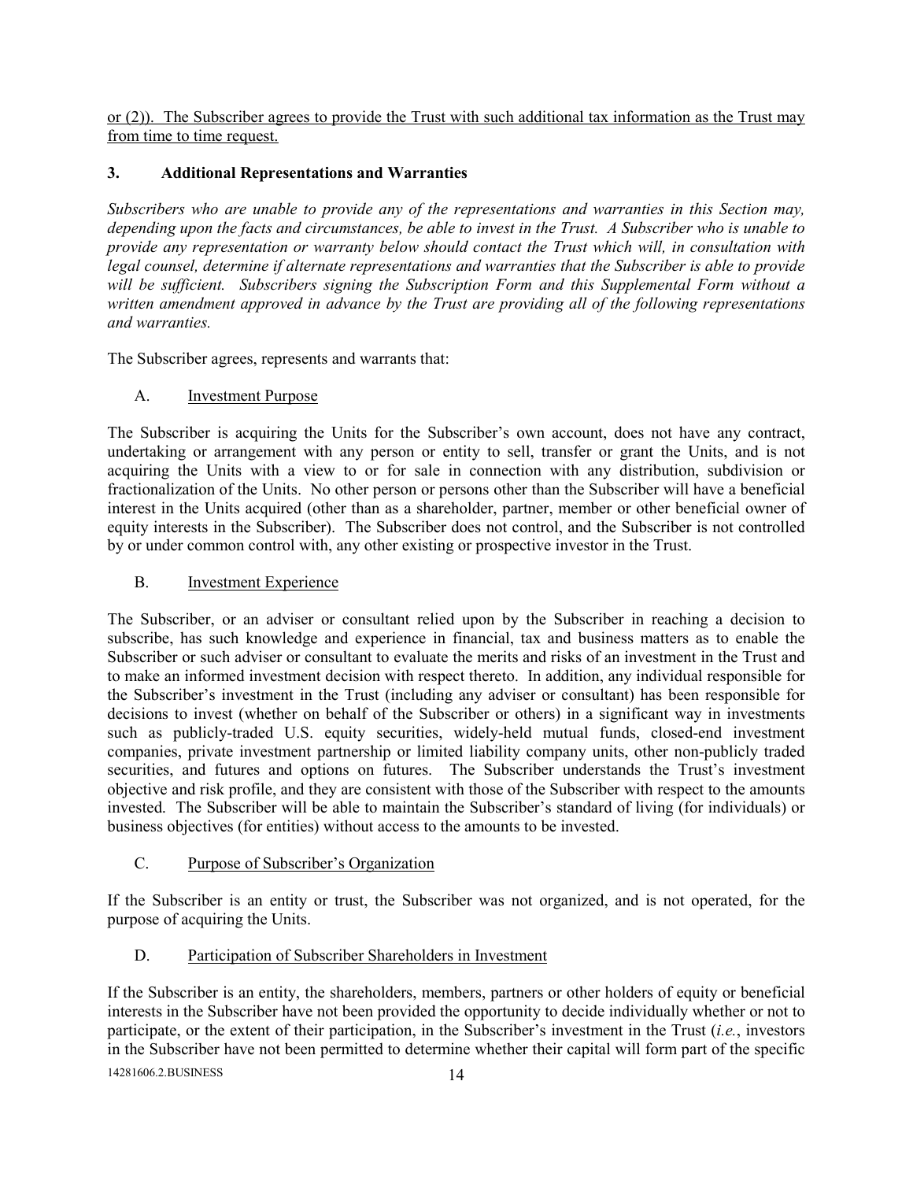or (2)). The Subscriber agrees to provide the Trust with such additional tax information as the Trust may from time to time request.

## 3. Additional Representations and Warranties

*Subscribers who are unable to provide any of the representations and warranties in this Section may, depending upon the facts and circumstances, be able to invest in the Trust. A Subscriber who is unable to provide any representation or warranty below should contact the Trust which will, in consultation with legal counsel, determine if alternate representations and warranties that the Subscriber is able to provide will be sufficient. Subscribers signing the Subscription Form and this Supplemental Form without a written amendment approved in advance by the Trust are providing all of the following representations and warranties.*

The Subscriber agrees, represents and warrants that:

### A. Investment Purpose

The Subscriber is acquiring the Units for the Subscriber's own account, does not have any contract, undertaking or arrangement with any person or entity to sell, transfer or grant the Units, and is not acquiring the Units with a view to or for sale in connection with any distribution, subdivision or fractionalization of the Units. No other person or persons other than the Subscriber will have a beneficial interest in the Units acquired (other than as a shareholder, partner, member or other beneficial owner of equity interests in the Subscriber). The Subscriber does not control, and the Subscriber is not controlled by or under common control with, any other existing or prospective investor in the Trust.

### B. Investment Experience

The Subscriber, or an adviser or consultant relied upon by the Subscriber in reaching a decision to subscribe, has such knowledge and experience in financial, tax and business matters as to enable the Subscriber or such adviser or consultant to evaluate the merits and risks of an investment in the Trust and to make an informed investment decision with respect thereto. In addition, any individual responsible for the Subscriber's investment in the Trust (including any adviser or consultant) has been responsible for decisions to invest (whether on behalf of the Subscriber or others) in a significant way in investments such as publicly-traded U.S. equity securities, widely-held mutual funds, closed-end investment companies, private investment partnership or limited liability company units, other non-publicly traded securities, and futures and options on futures. The Subscriber understands the Trust's investment objective and risk profile, and they are consistent with those of the Subscriber with respect to the amounts invested. The Subscriber will be able to maintain the Subscriber's standard of living (for individuals) or business objectives (for entities) without access to the amounts to be invested.

### C. Purpose of Subscriber's Organization

If the Subscriber is an entity or trust, the Subscriber was not organized, and is not operated, for the purpose of acquiring the Units.

### D. Participation of Subscriber Shareholders in Investment

If the Subscriber is an entity, the shareholders, members, partners or other holders of equity or beneficial interests in the Subscriber have not been provided the opportunity to decide individually whether or not to participate, or the extent of their participation, in the Subscriber's investment in the Trust (*i.e.*, investors in the Subscriber have not been permitted to determine whether their capital will form part of the specific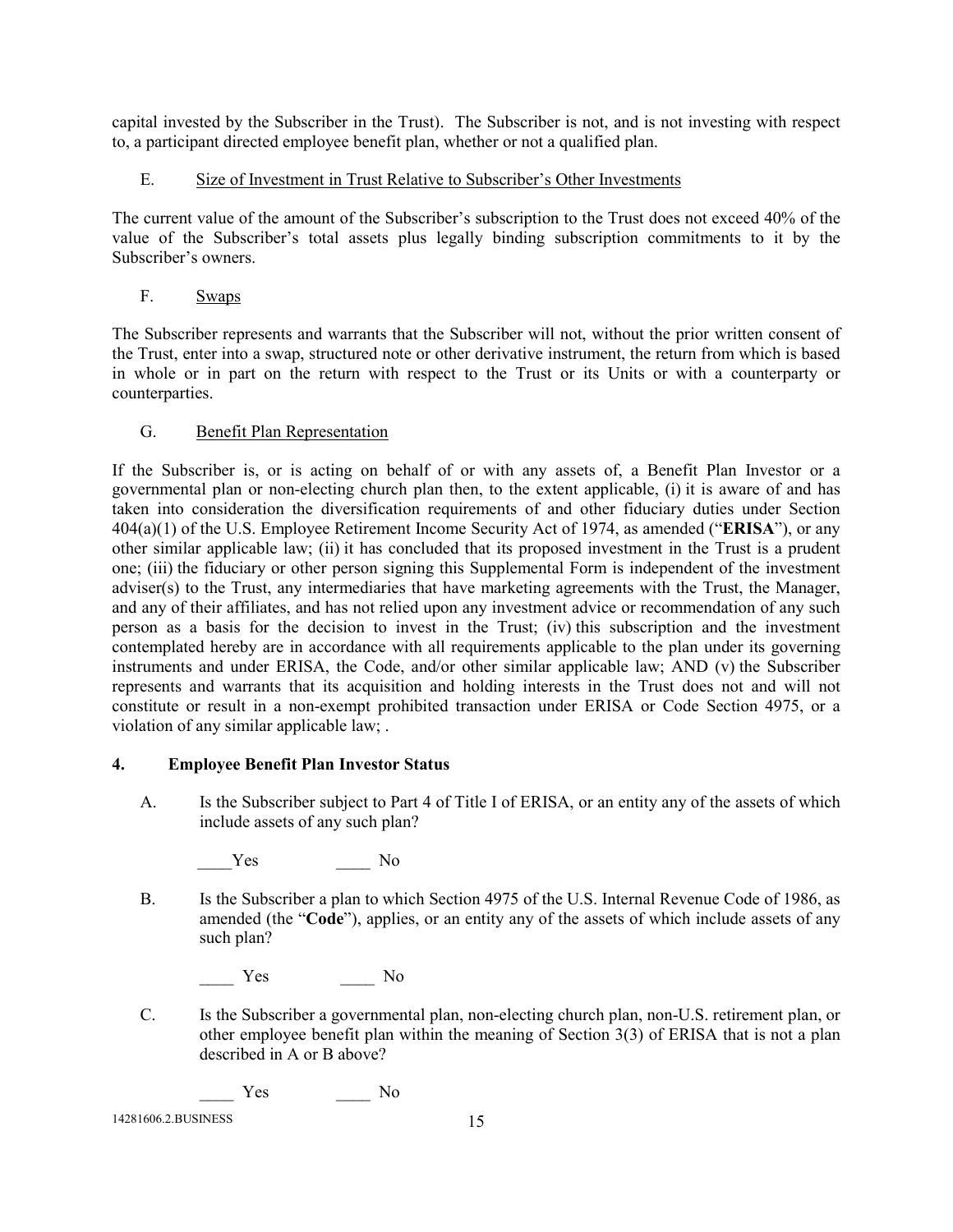capital invested by the Subscriber in the Trust). The Subscriber is not, and is not investing with respect to, a participant directed employee benefit plan, whether or not a qualified plan.

E. Size of Investment in Trust Relative to Subscriber's Other Investments

The current value of the amount of the Subscriber's subscription to the Trust does not exceed 40% of the value of the Subscriber's total assets plus legally binding subscription commitments to it by the Subscriber's owners.

F. Swaps

The Subscriber represents and warrants that the Subscriber will not, without the prior written consent of the Trust, enter into a swap, structured note or other derivative instrument, the return from which is based in whole or in part on the return with respect to the Trust or its Units or with a counterparty or counterparties.

G. Benefit Plan Representation

If the Subscriber is, or is acting on behalf of or with any assets of, a Benefit Plan Investor or a governmental plan or non-electing church plan then, to the extent applicable, (i) it is aware of and has taken into consideration the diversification requirements of and other fiduciary duties under Section 404(a)(1) of the U.S. Employee Retirement Income Security Act of 1974, as amended ("**ERISA**"), or any other similar applicable law; (ii) it has concluded that its proposed investment in the Trust is a prudent one; (iii) the fiduciary or other person signing this Supplemental Form is independent of the investment adviser(s) to the Trust, any intermediaries that have marketing agreements with the Trust, the Manager, and any of their affiliates, and has not relied upon any investment advice or recommendation of any such person as a basis for the decision to invest in the Trust; (iv) this subscription and the investment contemplated hereby are in accordance with all requirements applicable to the plan under its governing instruments and under ERISA, the Code, and/or other similar applicable law; AND (v) the Subscriber represents and warrants that its acquisition and holding interests in the Trust does not and will not constitute or result in a non-exempt prohibited transaction under ERISA or Code Section 4975, or a violation of any similar applicable law; .

**4. Employee Benefit Plan Investor Status**

A. Is the Subscriber subject to Part 4 of Title I of ERISA, or an entity any of the assets of which include assets of any such plan?

____Yes ____ No

B. Is the Subscriber a plan to which Section 4975 of the U.S. Internal Revenue Code of 1986, as amended (the "**Code**"), applies, or an entity any of the assets of which include assets of any such plan?

____ Yes ____ No

C. Is the Subscriber a governmental plan, non-electing church plan, non-U.S. retirement plan, or other employee benefit plan within the meaning of Section 3(3) of ERISA that is not a plan described in A or B above?

____ Yes ____ No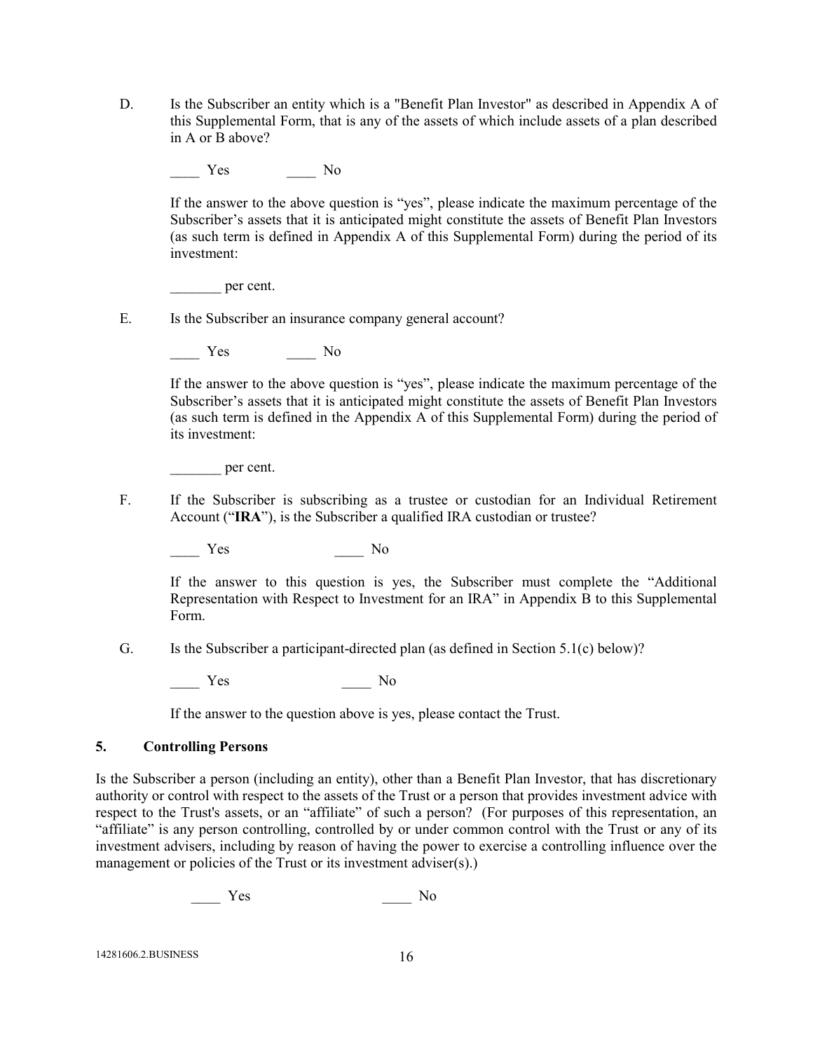D. Is the Subscriber an entity which is a "Benefit Plan Investor" as described in Appendix A of this Supplemental Form, that is any of the assets of which include assets of a plan described in A or B above?

____ Yes ____ No

If the answer to the above question is "yes", please indicate the maximum percentage of the Subscriber's assets that it is anticipated might constitute the assets of Benefit Plan Investors (as such term is defined in Appendix A of this Supplemental Form) during the period of its investment:

_______ per cent.

E. Is the Subscriber an insurance company general account?

____ Yes ____ No

If the answer to the above question is "yes", please indicate the maximum percentage of the Subscriber's assets that it is anticipated might constitute the assets of Benefit Plan Investors (as such term is defined in the Appendix A of this Supplemental Form) during the period of its investment:

_______ per cent.

F. If the Subscriber is subscribing as a trustee or custodian for an Individual Retirement Account ("**IRA**"), is the Subscriber a qualified IRA custodian or trustee?

____ Yes ____ No

If the answer to this question is yes, the Subscriber must complete the "Additional Representation with Respect to Investment for an IRA" in Appendix B to this Supplemental Form.

G. Is the Subscriber a participant-directed plan (as defined in Section 5.1(c) below)?

____ Yes ____ No

If the answer to the question above is yes, please contact the Trust.

## 5. Controlling Persons

Is the Subscriber a person (including an entity), other than a Benefit Plan Investor, that has discretionary authority or control with respect to the assets of the Trust or a person that provides investment advice with respect to the Trust's assets, or an "affiliate" of such a person? (For purposes of this representation, an "affiliate" is any person controlling, controlled by or under common control with the Trust or any of its investment advisers, including by reason of having the power to exercise a controlling influence over the management or policies of the Trust or its investment adviser(s).)

____ Yes ____ No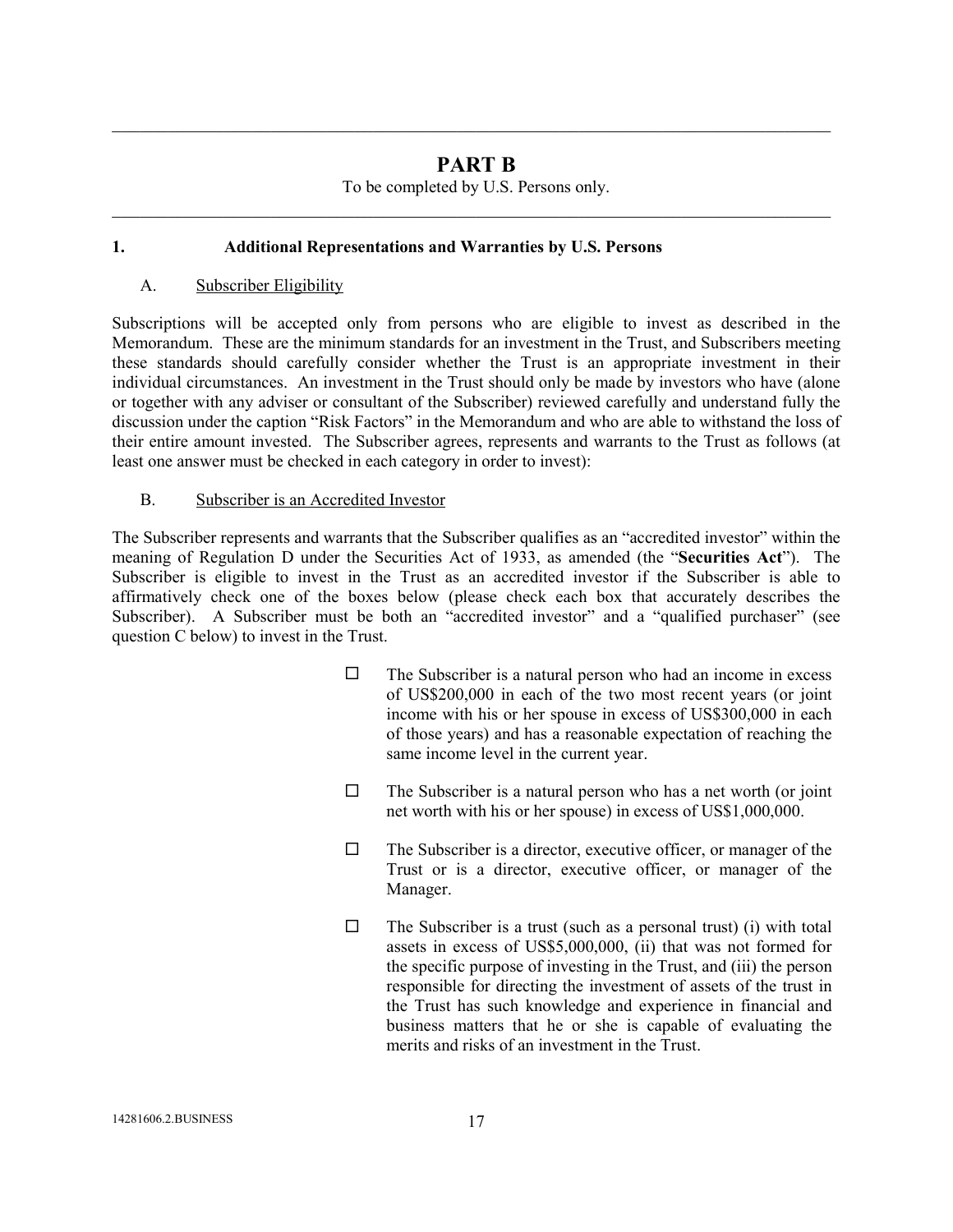# PART B

To be completed by U.S. Persons only.

---

## 1. Additional Representations and Warranties by U.S. Persons

### A. Subscriber Eligibility

Subscriptions will be accepted only from persons who are eligible to invest as described in the Memorandum. These are the minimum standards for an investment in the Trust, and Subscribers meeting these standards should carefully consider whether the Trust is an appropriate investment in their individual circumstances. An investment in the Trust should only be made by investors who have (alone or together with any adviser or consultant of the Subscriber) reviewed carefully and understand fully the discussion under the caption "Risk Factors" in the Memorandum and who are able to withstand the loss of their entire amount invested. The Subscriber agrees, represents and warrants to the Trust as follows (at least one answer must be checked in each category in order to invest):

### B. Subscriber is an Accredited Investor

The Subscriber represents and warrants that the Subscriber qualifies as an "accredited investor" within the meaning of Regulation D under the Securities Act of 1933, as amended (the "**Securities Act**"). The Subscriber is eligible to invest in the Trust as an accredited investor if the Subscriber is able to affirmatively check one of the boxes below (please check each box that accurately describes the Subscriber). A Subscriber must be both an "accredited investor" and a "qualified purchaser" (see question C below) to invest in the Trust.

- ☐ The Subscriber is a natural person who had an income in excess of US$200,000 in each of the two most recent years (or joint income with his or her spouse in excess of US$300,000 in each of those years) and has a reasonable expectation of reaching the same income level in the current year.

- ☐ The Subscriber is a natural person who has a net worth (or joint net worth with his or her spouse) in excess of US$1,000,000.

- ☐ The Subscriber is a director, executive officer, or manager of the Trust or is a director, executive officer, or manager of the Manager.

- ☐ The Subscriber is a trust (such as a personal trust) (i) with total assets in excess of US$5,000,000, (ii) that was not formed for the specific purpose of investing in the Trust, and (iii) the person responsible for directing the investment of assets of the trust in the Trust has such knowledge and experience in financial and business matters that he or she is capable of evaluating the merits and risks of an investment in the Trust.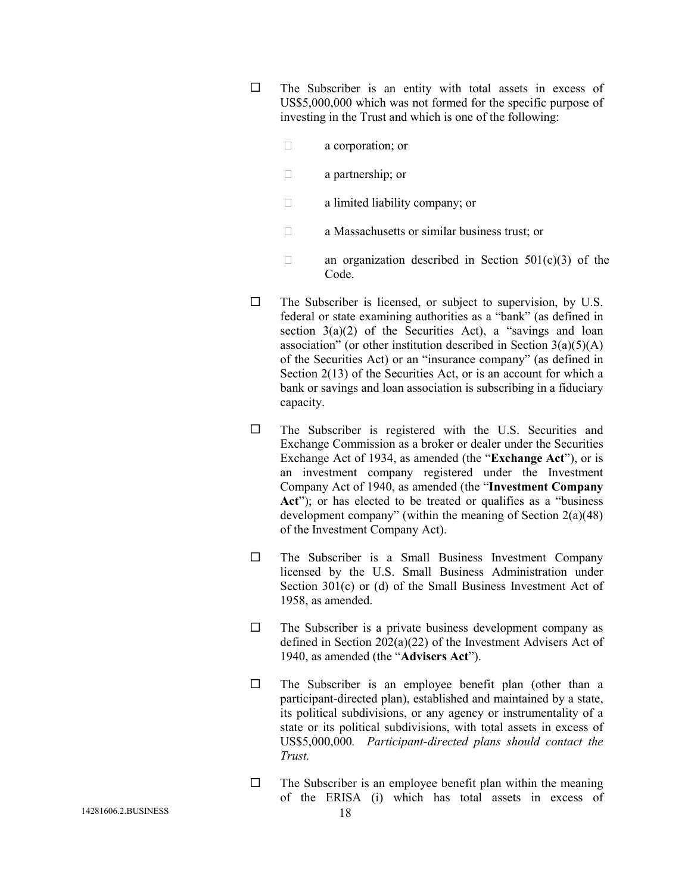☐ The Subscriber is an entity with total assets in excess of US$5,000,000 which was not formed for the specific purpose of investing in the Trust and which is one of the following:

- ☐ a corporation; or
- ☐ a partnership; or
- ☐ a limited liability company; or
- ☐ a Massachusetts or similar business trust; or
- ☐ an organization described in Section 501(c)(3) of the Code.

☐ The Subscriber is licensed, or subject to supervision, by U.S. federal or state examining authorities as a "bank" (as defined in section 3(a)(2) of the Securities Act), a "savings and loan association" (or other institution described in Section 3(a)(5)(A) of the Securities Act) or an "insurance company" (as defined in Section 2(13) of the Securities Act, or is an account for which a bank or savings and loan association is subscribing in a fiduciary capacity.

☐ The Subscriber is registered with the U.S. Securities and Exchange Commission as a broker or dealer under the Securities Exchange Act of 1934, as amended (the "**Exchange Act**"), or is an investment company registered under the Investment Company Act of 1940, as amended (the "**Investment Company Act**"); or has elected to be treated or qualifies as a "business development company" (within the meaning of Section 2(a)(48) of the Investment Company Act).

☐ The Subscriber is a Small Business Investment Company licensed by the U.S. Small Business Administration under Section 301(c) or (d) of the Small Business Investment Act of 1958, as amended.

☐ The Subscriber is a private business development company as defined in Section 202(a)(22) of the Investment Advisers Act of 1940, as amended (the "**Advisers Act**").

☐ The Subscriber is an employee benefit plan (other than a participant-directed plan), established and maintained by a state, its political subdivisions, or any agency or instrumentality of a state or its political subdivisions, with total assets in excess of US$5,000,000. *Participant-directed plans should contact the Trust.*

☐ The Subscriber is an employee benefit plan within the meaning of the ERISA (i) which has total assets in excess of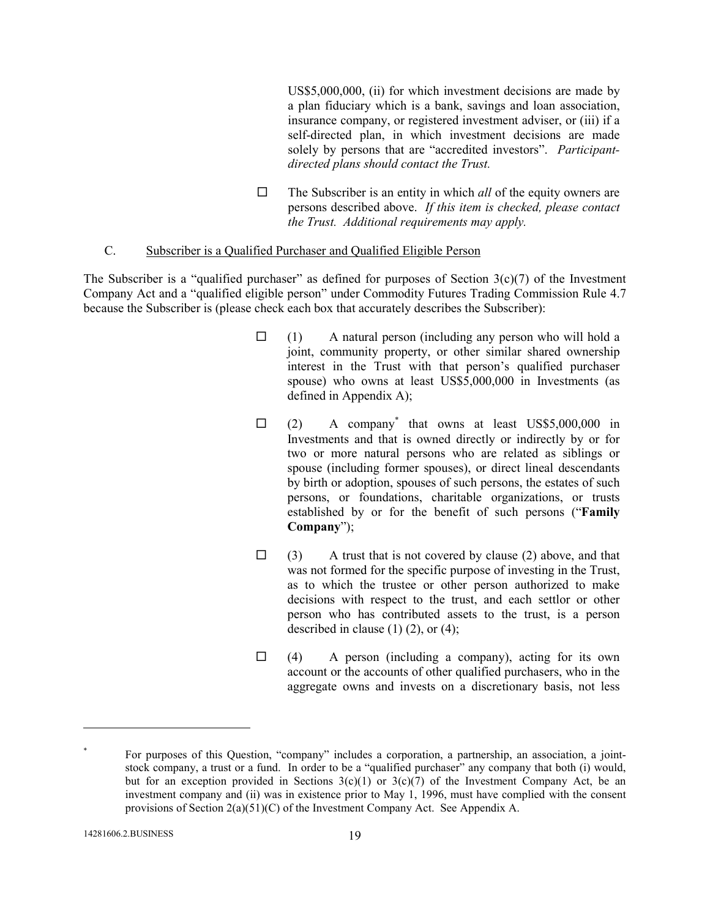US$5,000,000, (ii) for which investment decisions are made by a plan fiduciary which is a bank, savings and loan association, insurance company, or registered investment adviser, or (iii) if a self-directed plan, in which investment decisions are made solely by persons that are "accredited investors". *Participant-directed plans should contact the Trust.*

☐ The Subscriber is an entity in which *all* of the equity owners are persons described above. *If this item is checked, please contact the Trust. Additional requirements may apply.*

C. Subscriber is a Qualified Purchaser and Qualified Eligible Person

The Subscriber is a "qualified purchaser" as defined for purposes of Section 3(c)(7) of the Investment Company Act and a "qualified eligible person" under Commodity Futures Trading Commission Rule 4.7 because the Subscriber is (please check each box that accurately describes the Subscriber):

☐ (1) A natural person (including any person who will hold a joint, community property, or other similar shared ownership interest in the Trust with that person's qualified purchaser spouse) who owns at least US$5,000,000 in Investments (as defined in Appendix A);

☐ (2) A company* that owns at least US$5,000,000 in Investments and that is owned directly or indirectly by or for two or more natural persons who are related as siblings or spouse (including former spouses), or direct lineal descendants by birth or adoption, spouses of such persons, the estates of such persons, or foundations, charitable organizations, or trusts established by or for the benefit of such persons ("**Family Company**");

☐ (3) A trust that is not covered by clause (2) above, and that was not formed for the specific purpose of investing in the Trust, as to which the trustee or other person authorized to make decisions with respect to the trust, and each settlor or other person who has contributed assets to the trust, is a person described in clause (1) (2), or (4);

☐ (4) A person (including a company), acting for its own account or the accounts of other qualified purchasers, who in the aggregate owns and invests on a discretionary basis, not less

---

* For purposes of this Question, "company" includes a corporation, a partnership, an association, a joint-stock company, a trust or a fund. In order to be a "qualified purchaser" any company that both (i) would, but for an exception provided in Sections 3(c)(1) or 3(c)(7) of the Investment Company Act, be an investment company and (ii) was in existence prior to May 1, 1996, must have complied with the consent provisions of Section 2(a)(51)(C) of the Investment Company Act. See Appendix A.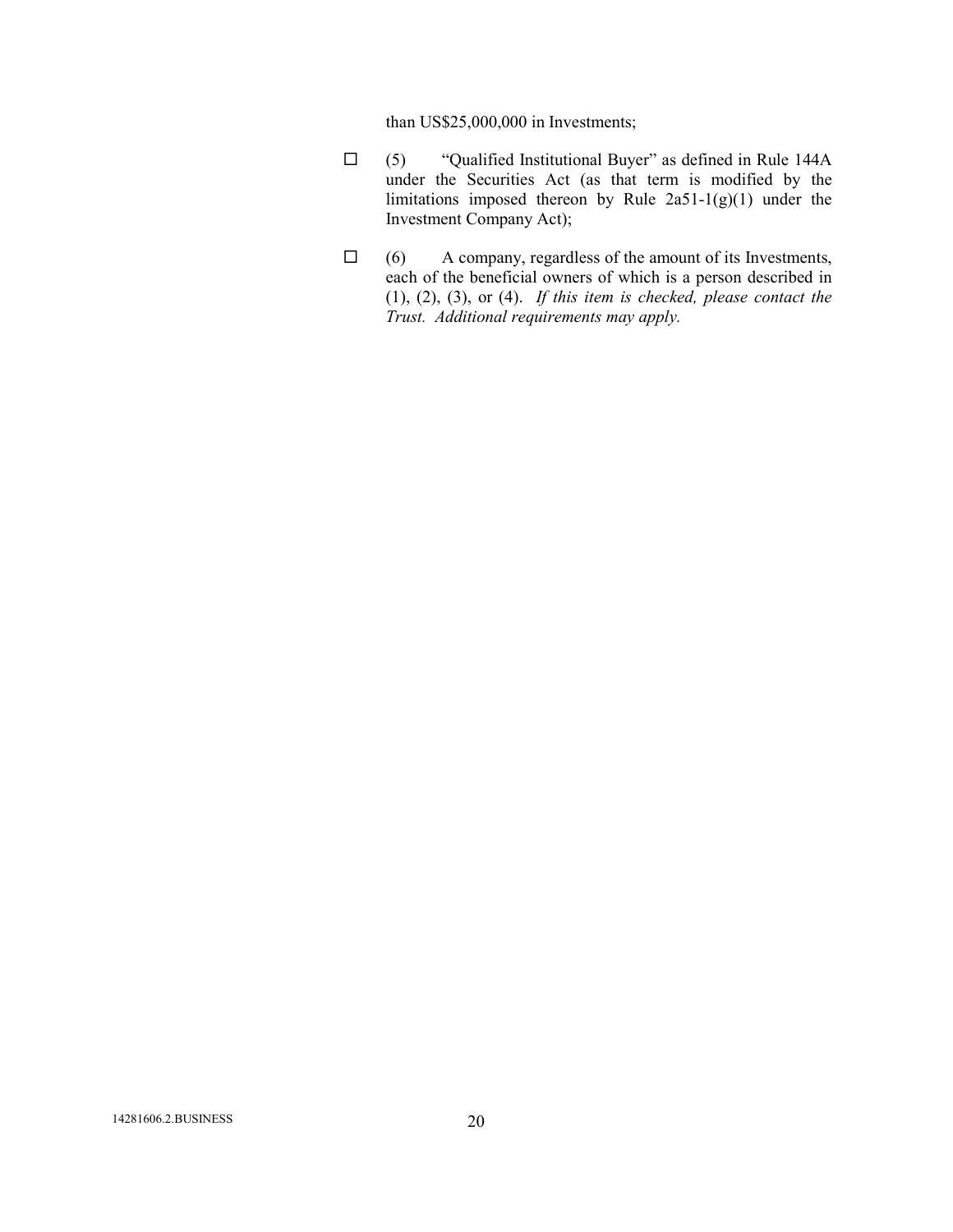than US$25,000,000 in Investments;

- ☐ (5) "Qualified Institutional Buyer" as defined in Rule 144A under the Securities Act (as that term is modified by the limitations imposed thereon by Rule 2a51-1(g)(1) under the Investment Company Act);

- ☐ (6) A company, regardless of the amount of its Investments, each of the beneficial owners of which is a person described in (1), (2), (3), or (4). *If this item is checked, please contact the Trust. Additional requirements may apply.*

14281606.2.BUSINESS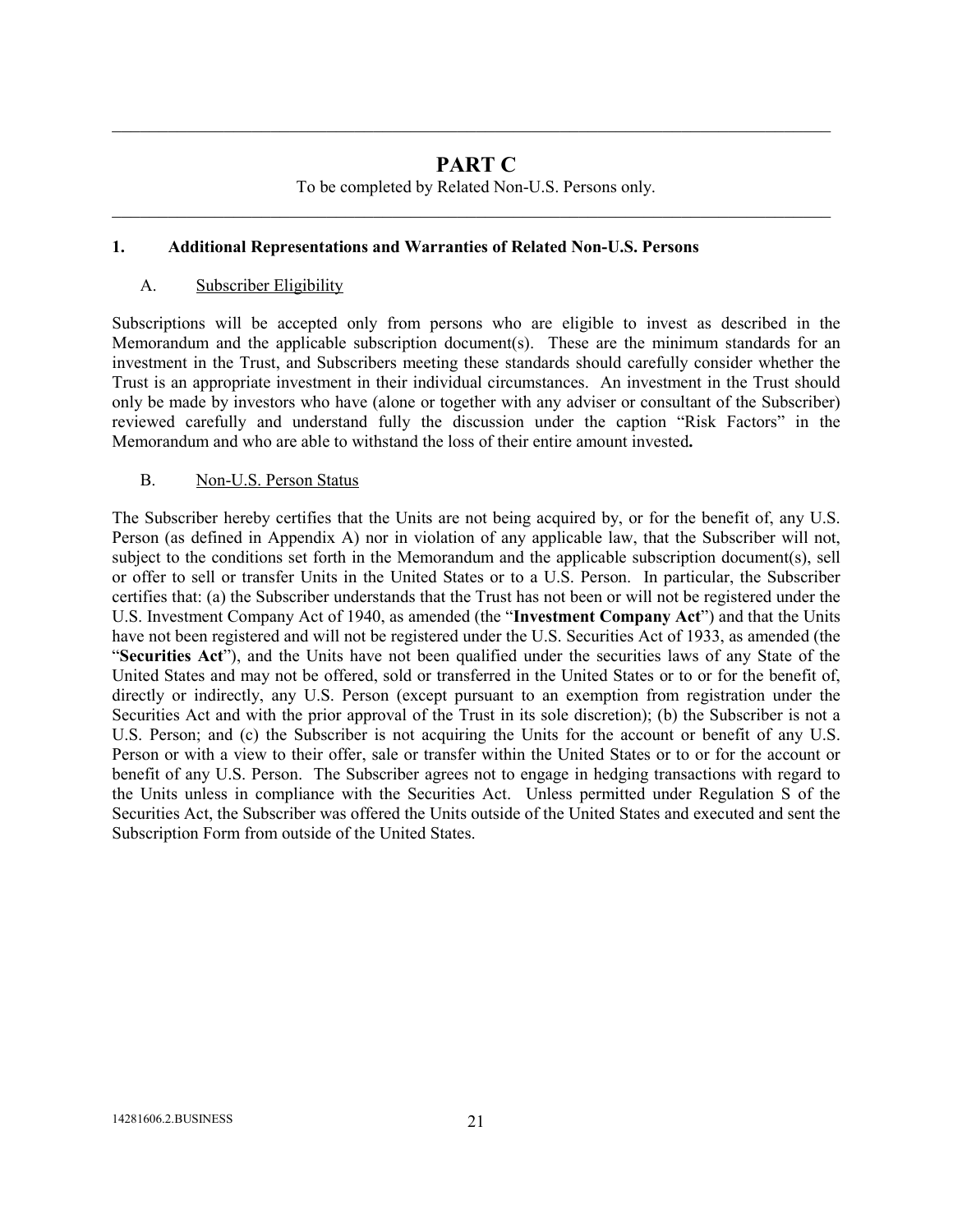---

# PART C

To be completed by Related Non-U.S. Persons only.

---

## 1. Additional Representations and Warranties of Related Non-U.S. Persons

### A. Subscriber Eligibility

Subscriptions will be accepted only from persons who are eligible to invest as described in the Memorandum and the applicable subscription document(s). These are the minimum standards for an investment in the Trust, and Subscribers meeting these standards should carefully consider whether the Trust is an appropriate investment in their individual circumstances. An investment in the Trust should only be made by investors who have (alone or together with any adviser or consultant of the Subscriber) reviewed carefully and understand fully the discussion under the caption "Risk Factors" in the Memorandum and who are able to withstand the loss of their entire amount invested**.**

### B. Non-U.S. Person Status

The Subscriber hereby certifies that the Units are not being acquired by, or for the benefit of, any U.S. Person (as defined in Appendix A) nor in violation of any applicable law, that the Subscriber will not, subject to the conditions set forth in the Memorandum and the applicable subscription document(s), sell or offer to sell or transfer Units in the United States or to a U.S. Person. In particular, the Subscriber certifies that: (a) the Subscriber understands that the Trust has not been or will not be registered under the U.S. Investment Company Act of 1940, as amended (the "**Investment Company Act**") and that the Units have not been registered and will not be registered under the U.S. Securities Act of 1933, as amended (the "**Securities Act**"), and the Units have not been qualified under the securities laws of any State of the United States and may not be offered, sold or transferred in the United States or to or for the benefit of, directly or indirectly, any U.S. Person (except pursuant to an exemption from registration under the Securities Act and with the prior approval of the Trust in its sole discretion); (b) the Subscriber is not a U.S. Person; and (c) the Subscriber is not acquiring the Units for the account or benefit of any U.S. Person or with a view to their offer, sale or transfer within the United States or to or for the account or benefit of any U.S. Person. The Subscriber agrees not to engage in hedging transactions with regard to the Units unless in compliance with the Securities Act. Unless permitted under Regulation S of the Securities Act, the Subscriber was offered the Units outside of the United States and executed and sent the Subscription Form from outside of the United States.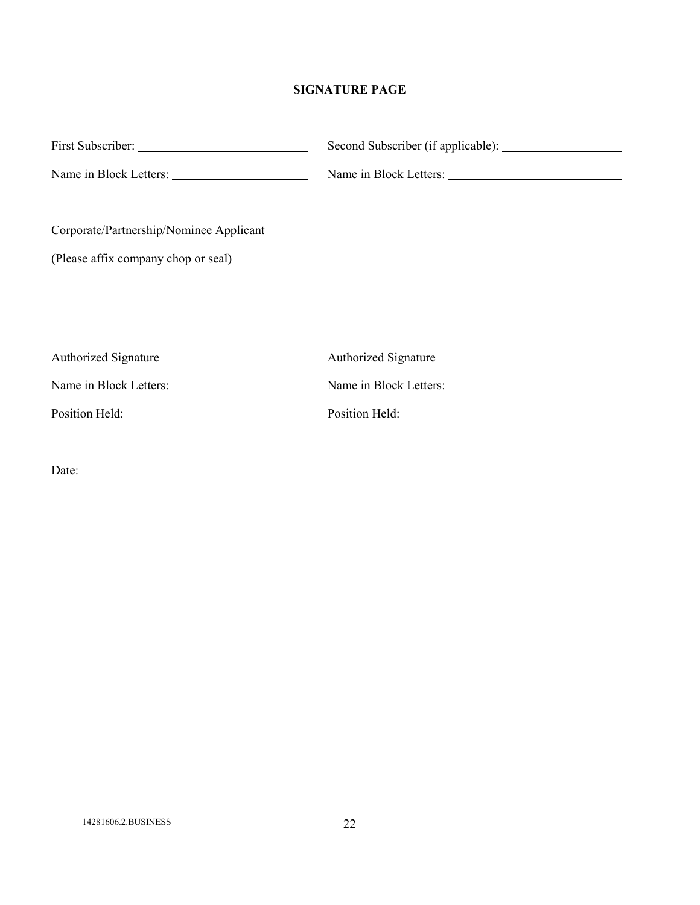**SIGNATURE PAGE**

First Subscriber: \_\_\_\_\_\_\_\_\_\_\_\_\_\_\_\_\_\_\_\_\_\_\_\_

Name in Block Letters: \_\_\_\_\_\_\_\_\_\_\_\_\_\_\_\_\_\_\_\_

Second Subscriber (if applicable): \_\_\_\_\_\_\_\_\_\_\_\_\_\_\_\_\_\_

Name in Block Letters: \_\_\_\_\_\_\_\_\_\_\_\_\_\_\_\_\_\_\_\_\_\_\_\_

Corporate/Partnership/Nominee Applicant

(Please affix company chop or seal)

\_\_\_\_\_\_\_\_\_\_\_\_\_\_\_\_\_\_\_\_\_\_\_\_\_\_\_\_\_\_\_\_\_\_\_\_\_\_

Authorized Signature

Name in Block Letters:

Position Held:

\_\_\_\_\_\_\_\_\_\_\_\_\_\_\_\_\_\_\_\_\_\_\_\_\_\_\_\_\_\_\_\_\_\_\_\_\_\_

Authorized Signature

Name in Block Letters:

Position Held:

Date:

14281606.2.BUSINESS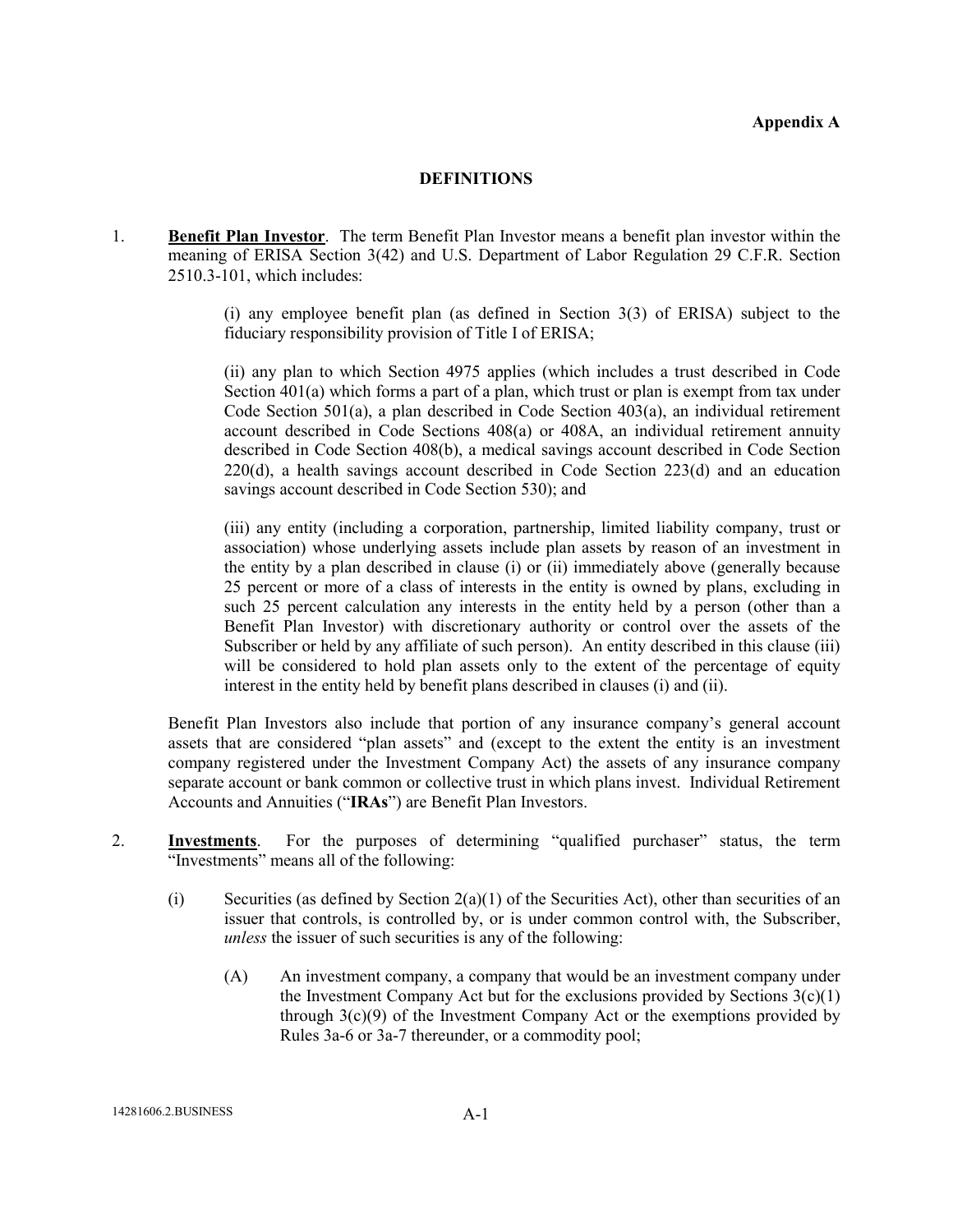**Appendix A**

## DEFINITIONS

1. **Benefit Plan Investor**. The term Benefit Plan Investor means a benefit plan investor within the meaning of ERISA Section 3(42) and U.S. Department of Labor Regulation 29 C.F.R. Section 2510.3-101, which includes:

   (i) any employee benefit plan (as defined in Section 3(3) of ERISA) subject to the fiduciary responsibility provision of Title I of ERISA;

   (ii) any plan to which Section 4975 applies (which includes a trust described in Code Section 401(a) which forms a part of a plan, which trust or plan is exempt from tax under Code Section 501(a), a plan described in Code Section 403(a), an individual retirement account described in Code Sections 408(a) or 408A, an individual retirement annuity described in Code Section 408(b), a medical savings account described in Code Section 220(d), a health savings account described in Code Section 223(d) and an education savings account described in Code Section 530); and

   (iii) any entity (including a corporation, partnership, limited liability company, trust or association) whose underlying assets include plan assets by reason of an investment in the entity by a plan described in clause (i) or (ii) immediately above (generally because 25 percent or more of a class of interests in the entity is owned by plans, excluding in such 25 percent calculation any interests in the entity held by a person (other than a Benefit Plan Investor) with discretionary authority or control over the assets of the Subscriber or held by any affiliate of such person). An entity described in this clause (iii) will be considered to hold plan assets only to the extent of the percentage of equity interest in the entity held by benefit plans described in clauses (i) and (ii).

   Benefit Plan Investors also include that portion of any insurance company's general account assets that are considered "plan assets" and (except to the extent the entity is an investment company registered under the Investment Company Act) the assets of any insurance company separate account or bank common or collective trust in which plans invest. Individual Retirement Accounts and Annuities ("**IRAs**") are Benefit Plan Investors.

2. **Investments**. For the purposes of determining "qualified purchaser" status, the term "Investments" means all of the following:

   (i) Securities (as defined by Section 2(a)(1) of the Securities Act), other than securities of an issuer that controls, is controlled by, or is under common control with, the Subscriber, *unless* the issuer of such securities is any of the following:

      (A) An investment company, a company that would be an investment company under the Investment Company Act but for the exclusions provided by Sections 3(c)(1) through 3(c)(9) of the Investment Company Act or the exemptions provided by Rules 3a-6 or 3a-7 thereunder, or a commodity pool;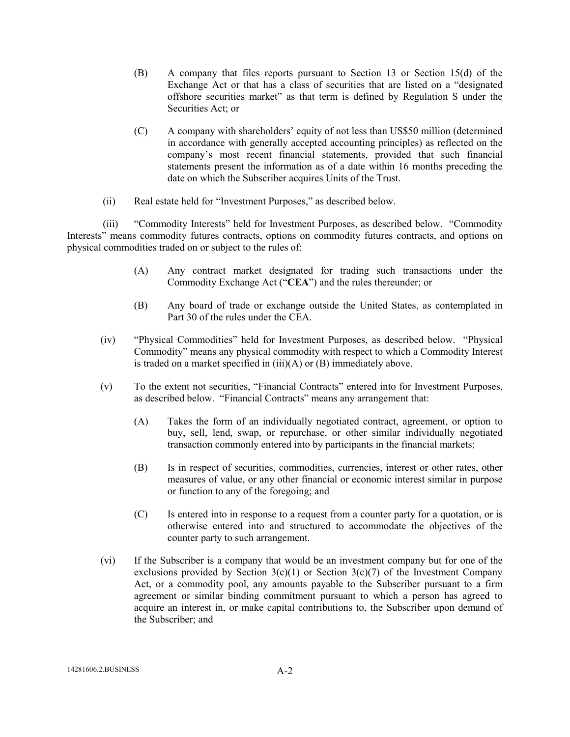(B) A company that files reports pursuant to Section 13 or Section 15(d) of the Exchange Act or that has a class of securities that are listed on a "designated offshore securities market" as that term is defined by Regulation S under the Securities Act; or

(C) A company with shareholders' equity of not less than US$50 million (determined in accordance with generally accepted accounting principles) as reflected on the company's most recent financial statements, provided that such financial statements present the information as of a date within 16 months preceding the date on which the Subscriber acquires Units of the Trust.

(ii) Real estate held for "Investment Purposes," as described below.

(iii) "Commodity Interests" held for Investment Purposes, as described below. "Commodity Interests" means commodity futures contracts, options on commodity futures contracts, and options on physical commodities traded on or subject to the rules of:

(A) Any contract market designated for trading such transactions under the Commodity Exchange Act ("**CEA**") and the rules thereunder; or

(B) Any board of trade or exchange outside the United States, as contemplated in Part 30 of the rules under the CEA.

(iv) "Physical Commodities" held for Investment Purposes, as described below. "Physical Commodity" means any physical commodity with respect to which a Commodity Interest is traded on a market specified in (iii)(A) or (B) immediately above.

(v) To the extent not securities, "Financial Contracts" entered into for Investment Purposes, as described below. "Financial Contracts" means any arrangement that:

(A) Takes the form of an individually negotiated contract, agreement, or option to buy, sell, lend, swap, or repurchase, or other similar individually negotiated transaction commonly entered into by participants in the financial markets;

(B) Is in respect of securities, commodities, currencies, interest or other rates, other measures of value, or any other financial or economic interest similar in purpose or function to any of the foregoing; and

(C) Is entered into in response to a request from a counter party for a quotation, or is otherwise entered into and structured to accommodate the objectives of the counter party to such arrangement.

(vi) If the Subscriber is a company that would be an investment company but for one of the exclusions provided by Section 3(c)(1) or Section 3(c)(7) of the Investment Company Act, or a commodity pool, any amounts payable to the Subscriber pursuant to a firm agreement or similar binding commitment pursuant to which a person has agreed to acquire an interest in, or make capital contributions to, the Subscriber upon demand of the Subscriber; and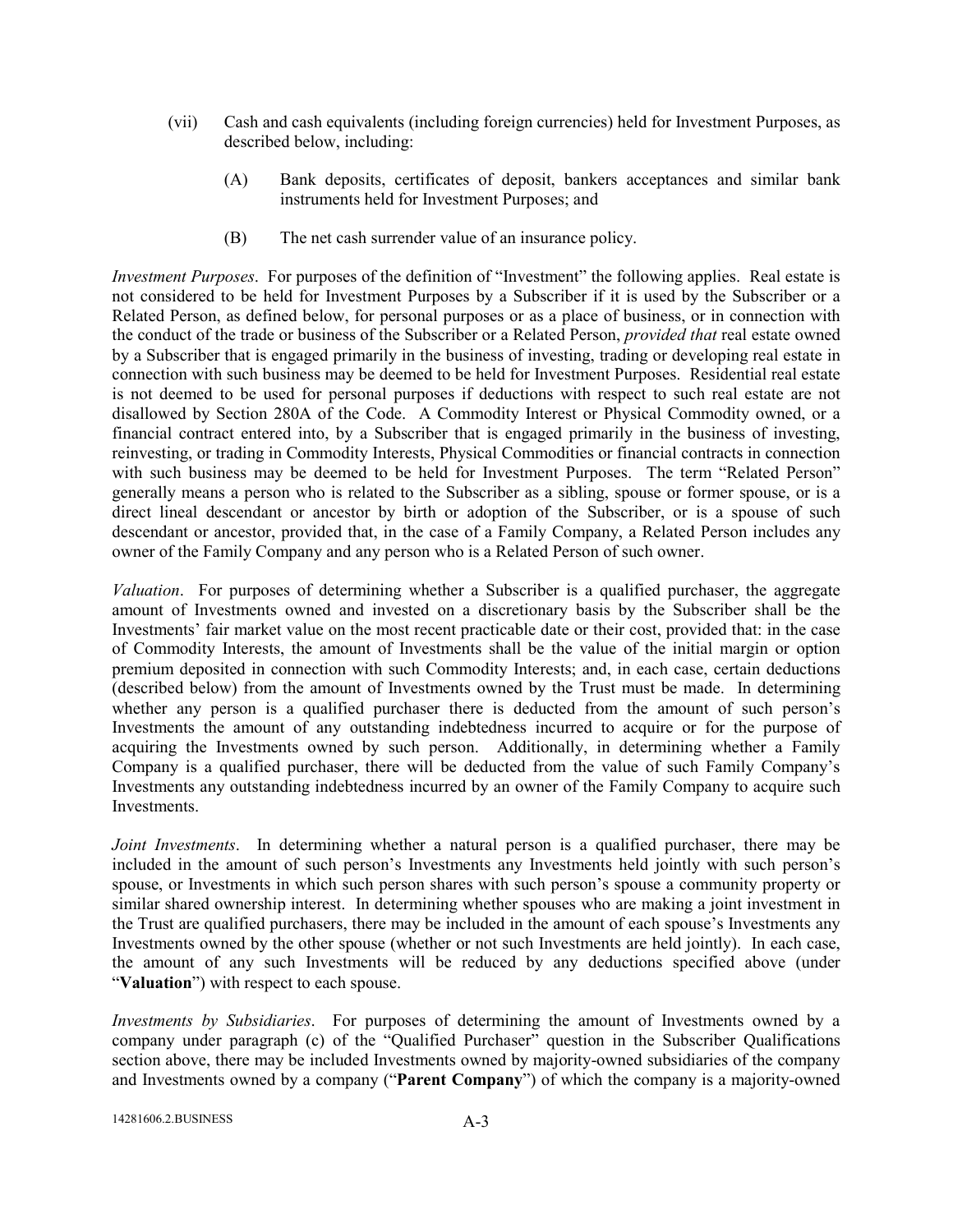(vii) Cash and cash equivalents (including foreign currencies) held for Investment Purposes, as described below, including:

(A) Bank deposits, certificates of deposit, bankers acceptances and similar bank instruments held for Investment Purposes; and

(B) The net cash surrender value of an insurance policy.

*Investment Purposes*. For purposes of the definition of "Investment" the following applies. Real estate is not considered to be held for Investment Purposes by a Subscriber if it is used by the Subscriber or a Related Person, as defined below, for personal purposes or as a place of business, or in connection with the conduct of the trade or business of the Subscriber or a Related Person, *provided that* real estate owned by a Subscriber that is engaged primarily in the business of investing, trading or developing real estate in connection with such business may be deemed to be held for Investment Purposes. Residential real estate is not deemed to be used for personal purposes if deductions with respect to such real estate are not disallowed by Section 280A of the Code. A Commodity Interest or Physical Commodity owned, or a financial contract entered into, by a Subscriber that is engaged primarily in the business of investing, reinvesting, or trading in Commodity Interests, Physical Commodities or financial contracts in connection with such business may be deemed to be held for Investment Purposes. The term "Related Person" generally means a person who is related to the Subscriber as a sibling, spouse or former spouse, or is a direct lineal descendant or ancestor by birth or adoption of the Subscriber, or is a spouse of such descendant or ancestor, provided that, in the case of a Family Company, a Related Person includes any owner of the Family Company and any person who is a Related Person of such owner.

*Valuation*. For purposes of determining whether a Subscriber is a qualified purchaser, the aggregate amount of Investments owned and invested on a discretionary basis by the Subscriber shall be the Investments' fair market value on the most recent practicable date or their cost, provided that: in the case of Commodity Interests, the amount of Investments shall be the value of the initial margin or option premium deposited in connection with such Commodity Interests; and, in each case, certain deductions (described below) from the amount of Investments owned by the Trust must be made. In determining whether any person is a qualified purchaser there is deducted from the amount of such person's Investments the amount of any outstanding indebtedness incurred to acquire or for the purpose of acquiring the Investments owned by such person. Additionally, in determining whether a Family Company is a qualified purchaser, there will be deducted from the value of such Family Company's Investments any outstanding indebtedness incurred by an owner of the Family Company to acquire such Investments.

*Joint Investments*. In determining whether a natural person is a qualified purchaser, there may be included in the amount of such person's Investments any Investments held jointly with such person's spouse, or Investments in which such person shares with such person's spouse a community property or similar shared ownership interest. In determining whether spouses who are making a joint investment in the Trust are qualified purchasers, there may be included in the amount of each spouse's Investments any Investments owned by the other spouse (whether or not such Investments are held jointly). In each case, the amount of any such Investments will be reduced by any deductions specified above (under "**Valuation**") with respect to each spouse.

*Investments by Subsidiaries*. For purposes of determining the amount of Investments owned by a company under paragraph (c) of the "Qualified Purchaser" question in the Subscriber Qualifications section above, there may be included Investments owned by majority-owned subsidiaries of the company and Investments owned by a company ("**Parent Company**") of which the company is a majority-owned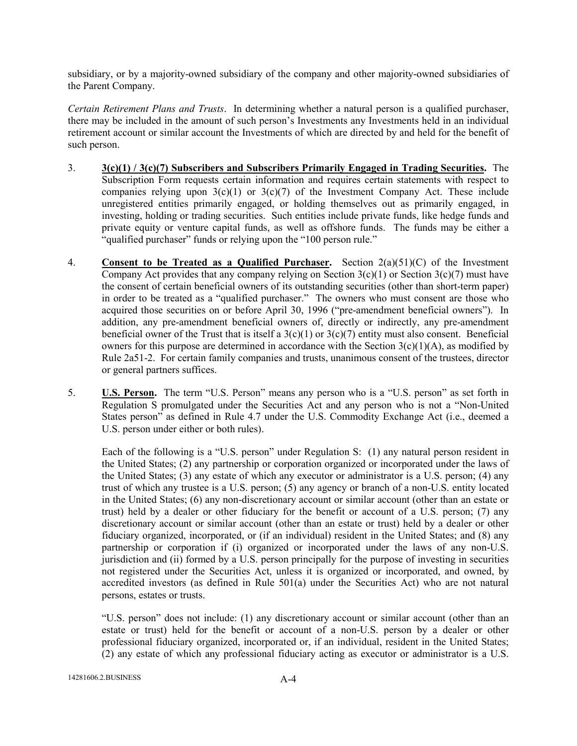subsidiary, or by a majority-owned subsidiary of the company and other majority-owned subsidiaries of the Parent Company.

*Certain Retirement Plans and Trusts*. In determining whether a natural person is a qualified purchaser, there may be included in the amount of such person's Investments any Investments held in an individual retirement account or similar account the Investments of which are directed by and held for the benefit of such person.

3. **3(c)(1) / 3(c)(7) Subscribers and Subscribers Primarily Engaged in Trading Securities.** The Subscription Form requests certain information and requires certain statements with respect to companies relying upon 3(c)(1) or 3(c)(7) of the Investment Company Act. These include unregistered entities primarily engaged, or holding themselves out as primarily engaged, in investing, holding or trading securities. Such entities include private funds, like hedge funds and private equity or venture capital funds, as well as offshore funds. The funds may be either a "qualified purchaser" funds or relying upon the "100 person rule."

4. **Consent to be Treated as a Qualified Purchaser.** Section 2(a)(51)(C) of the Investment Company Act provides that any company relying on Section 3(c)(1) or Section 3(c)(7) must have the consent of certain beneficial owners of its outstanding securities (other than short-term paper) in order to be treated as a "qualified purchaser." The owners who must consent are those who acquired those securities on or before April 30, 1996 ("pre-amendment beneficial owners"). In addition, any pre-amendment beneficial owners of, directly or indirectly, any pre-amendment beneficial owner of the Trust that is itself a 3(c)(1) or 3(c)(7) entity must also consent. Beneficial owners for this purpose are determined in accordance with the Section 3(c)(1)(A), as modified by Rule 2a51-2. For certain family companies and trusts, unanimous consent of the trustees, director or general partners suffices.

5. **U.S. Person.** The term "U.S. Person" means any person who is a "U.S. person" as set forth in Regulation S promulgated under the Securities Act and any person who is not a "Non-United States person" as defined in Rule 4.7 under the U.S. Commodity Exchange Act (i.e., deemed a U.S. person under either or both rules).

   Each of the following is a "U.S. person" under Regulation S: (1) any natural person resident in the United States; (2) any partnership or corporation organized or incorporated under the laws of the United States; (3) any estate of which any executor or administrator is a U.S. person; (4) any trust of which any trustee is a U.S. person; (5) any agency or branch of a non-U.S. entity located in the United States; (6) any non-discretionary account or similar account (other than an estate or trust) held by a dealer or other fiduciary for the benefit or account of a U.S. person; (7) any discretionary account or similar account (other than an estate or trust) held by a dealer or other fiduciary organized, incorporated, or (if an individual) resident in the United States; and (8) any partnership or corporation if (i) organized or incorporated under the laws of any non-U.S. jurisdiction and (ii) formed by a U.S. person principally for the purpose of investing in securities not registered under the Securities Act, unless it is organized or incorporated, and owned, by accredited investors (as defined in Rule 501(a) under the Securities Act) who are not natural persons, estates or trusts.

   "U.S. person" does not include: (1) any discretionary account or similar account (other than an estate or trust) held for the benefit or account of a non-U.S. person by a dealer or other professional fiduciary organized, incorporated or, if an individual, resident in the United States; (2) any estate of which any professional fiduciary acting as executor or administrator is a U.S.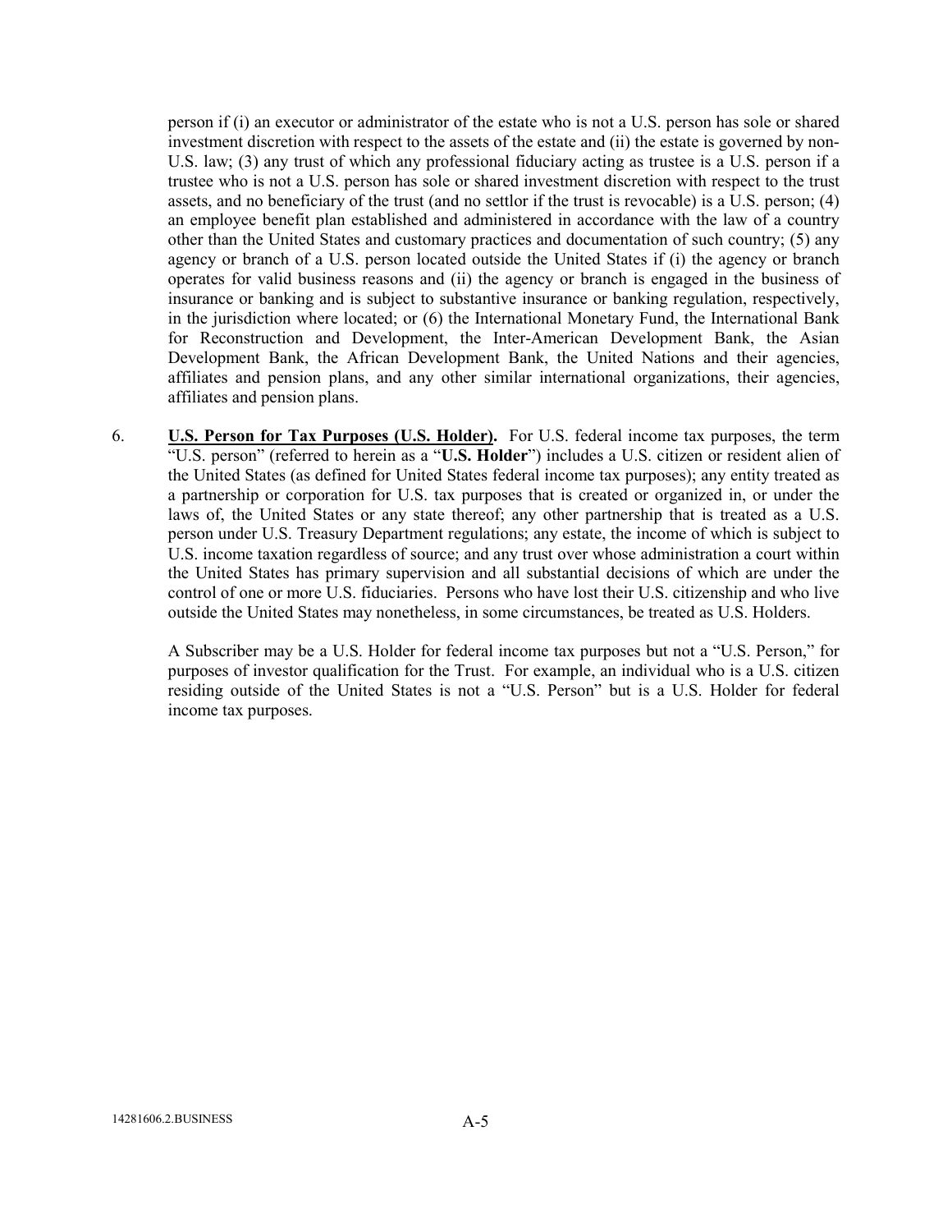person if (i) an executor or administrator of the estate who is not a U.S. person has sole or shared investment discretion with respect to the assets of the estate and (ii) the estate is governed by non-U.S. law; (3) any trust of which any professional fiduciary acting as trustee is a U.S. person if a trustee who is not a U.S. person has sole or shared investment discretion with respect to the trust assets, and no beneficiary of the trust (and no settlor if the trust is revocable) is a U.S. person; (4) an employee benefit plan established and administered in accordance with the law of a country other than the United States and customary practices and documentation of such country; (5) any agency or branch of a U.S. person located outside the United States if (i) the agency or branch operates for valid business reasons and (ii) the agency or branch is engaged in the business of insurance or banking and is subject to substantive insurance or banking regulation, respectively, in the jurisdiction where located; or (6) the International Monetary Fund, the International Bank for Reconstruction and Development, the Inter-American Development Bank, the Asian Development Bank, the African Development Bank, the United Nations and their agencies, affiliates and pension plans, and any other similar international organizations, their agencies, affiliates and pension plans.

6. **U.S. Person for Tax Purposes (U.S. Holder).** For U.S. federal income tax purposes, the term "U.S. person" (referred to herein as a "**U.S. Holder**") includes a U.S. citizen or resident alien of the United States (as defined for United States federal income tax purposes); any entity treated as a partnership or corporation for U.S. tax purposes that is created or organized in, or under the laws of, the United States or any state thereof; any other partnership that is treated as a U.S. person under U.S. Treasury Department regulations; any estate, the income of which is subject to U.S. income taxation regardless of source; and any trust over whose administration a court within the United States has primary supervision and all substantial decisions of which are under the control of one or more U.S. fiduciaries. Persons who have lost their U.S. citizenship and who live outside the United States may nonetheless, in some circumstances, be treated as U.S. Holders.

   A Subscriber may be a U.S. Holder for federal income tax purposes but not a "U.S. Person," for purposes of investor qualification for the Trust. For example, an individual who is a U.S. citizen residing outside of the United States is not a "U.S. Person" but is a U.S. Holder for federal income tax purposes.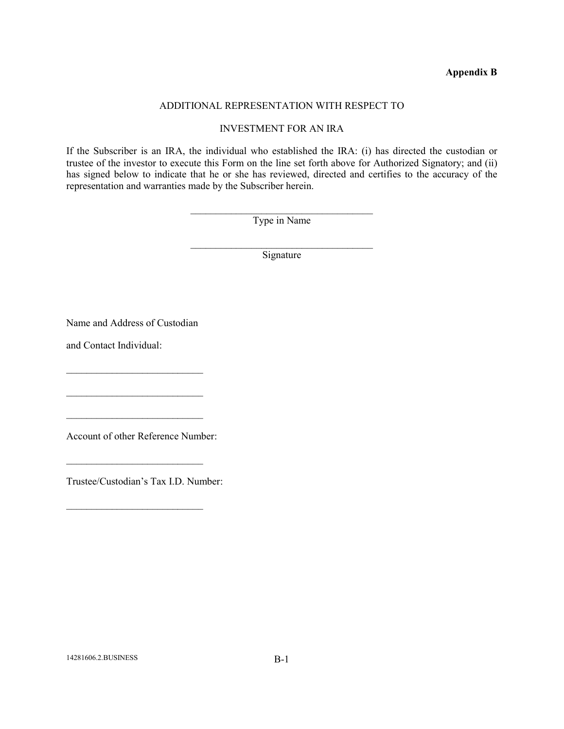**Appendix B**

ADDITIONAL REPRESENTATION WITH RESPECT TO

INVESTMENT FOR AN IRA

If the Subscriber is an IRA, the individual who established the IRA: (i) has directed the custodian or trustee of the investor to execute this Form on the line set forth above for Authorized Signatory; and (ii) has signed below to indicate that he or she has reviewed, directed and certifies to the accuracy of the representation and warranties made by the Subscriber herein.

\_\_\_\_\_\_\_\_\_\_\_\_\_\_\_\_\_\_\_\_\_\_\_\_\_\_\_\_\_\_\_\_\_\_\_\_\_\_
Type in Name

\_\_\_\_\_\_\_\_\_\_\_\_\_\_\_\_\_\_\_\_\_\_\_\_\_\_\_\_\_\_\_\_\_\_\_\_\_\_
Signature

Name and Address of Custodian

and Contact Individual:

\_\_\_\_\_\_\_\_\_\_\_\_\_\_\_\_\_\_\_\_\_\_\_\_\_\_\_\_

\_\_\_\_\_\_\_\_\_\_\_\_\_\_\_\_\_\_\_\_\_\_\_\_\_\_\_\_

\_\_\_\_\_\_\_\_\_\_\_\_\_\_\_\_\_\_\_\_\_\_\_\_\_\_\_\_

Account of other Reference Number:

\_\_\_\_\_\_\_\_\_\_\_\_\_\_\_\_\_\_\_\_\_\_\_\_\_\_\_\_

Trustee/Custodian's Tax I.D. Number:

\_\_\_\_\_\_\_\_\_\_\_\_\_\_\_\_\_\_\_\_\_\_\_\_\_\_\_\_

14281606.2.BUSINESS